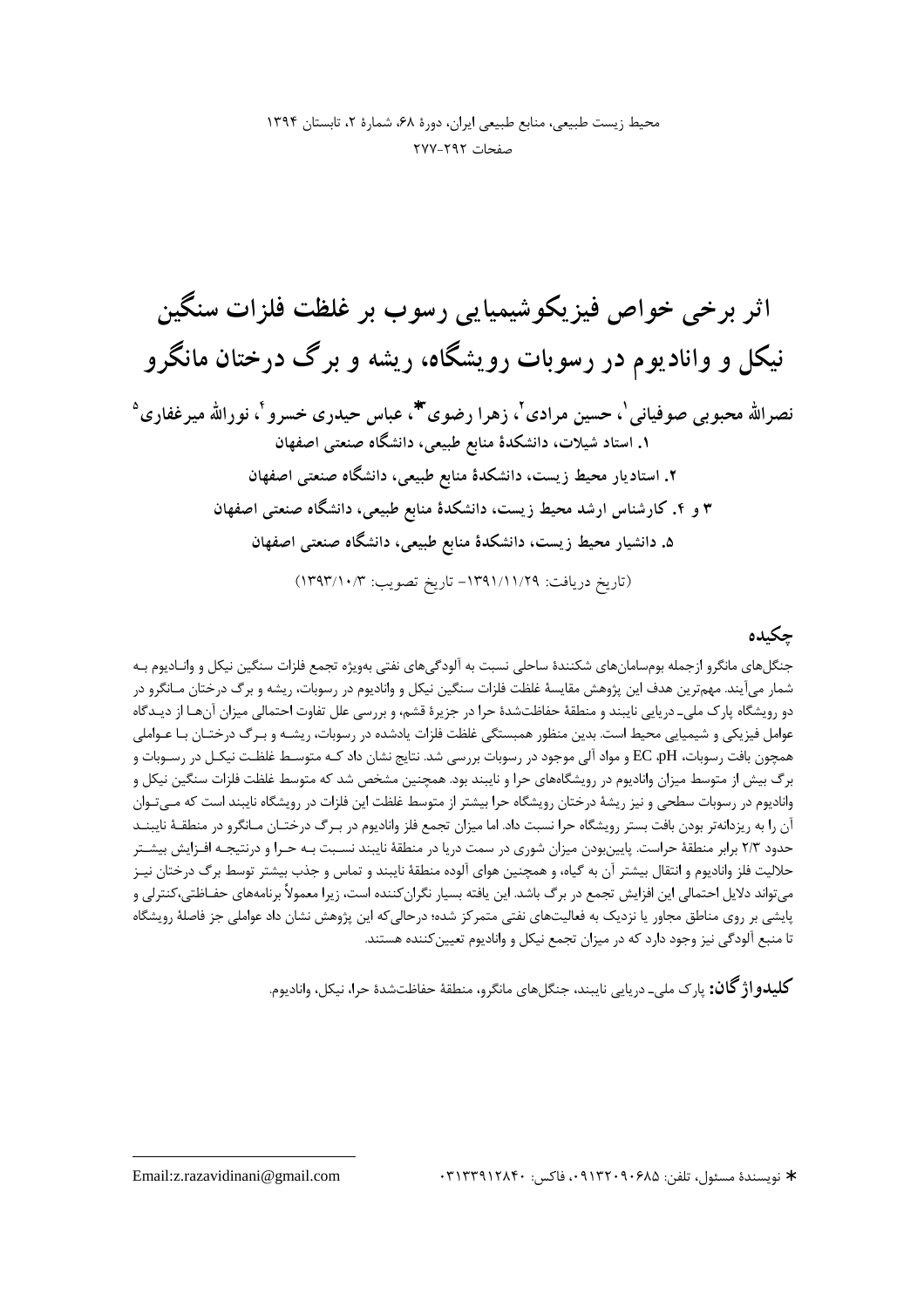# اثر برخی خواص فیزیکوشیمیایی رسوب بر غلظت فلزات سنگین نیکل و وانادیوم در رسوبات رویشگاه، ریشه و برگ درختان مانگرو

**نصرالله محبوبی صوفیانی[1]، حسین مرادی[2]، زهرا رضوی[3]*، عباس حیدری خسرو[4]، نورالله میرغفاری[5]**

**۱. استاد شیلات، دانشکدهٔ منابع طبیعی، دانشگاه صنعتی اصفهان**

**۲. استادیار محیط زیست، دانشکدهٔ منابع طبیعی، دانشگاه صنعتی اصفهان**

**۳ و ۴. کارشناس ارشد محیط زیست، دانشکدهٔ منابع طبیعی، دانشگاه صنعتی اصفهان**

**۵. دانشیار محیط زیست، دانشکدهٔ منابع طبیعی، دانشگاه صنعتی اصفهان**

(تاریخ دریافت: ۱۳۹۱/۱۱/۲۹- تاریخ تصویب: ۱۳۹۳/۱۰/۳)

## چکیده

جنگل‌های مانگرو ازجمله بوم‌سامان‌های شکنندهٔ ساحلی نسبت به آلودگی‌های نفتی بویژه تجمع فلزات سنگین نیکل و وانادیوم به‌شمار می‌آیند. مهم‌ترین هدف این پژوهش مقایسهٔ غلظت فلزات سنگین نیکل و وانادیوم در رسوبات، ریشه و برگ درختان مانگرو در دو رویشگاه پارک ملی- دریایی نایبند و منطقهٔ حفاظت‌شدهٔ حرا در جزیرهٔ قشم، و بررسی علل تفاوت احتمالی میزان آن‌ها از دیدگاه عوامل فیزیکی و شیمیایی محیط است. بدین منظور همبستگی غلظت فلزات یادشده در رسوبات، ریشه و برگ درختان با عواملی همچون بافت رسوبات، pH، EC و مواد آلی موجود در رسوبات بررسی شد. نتایج نشان داد که متوسط غلظت نیکل در رسوبات و برگ بیش از متوسط میزان وانادیوم در رویشگاه‌های حرا و نایبند بود. همچنین مشخص شد که متوسط غلظت فلزات سنگین نیکل و وانادیوم در رسوبات سطحی و نیز ریشهٔ درختان رویشگاه حرا بیشتر از متوسط غلظت این فلزات در رویشگاه نایبند است که می‌توان آن را به ریزدانه‌تر بودن بافت بستر رویشگاه حرا نسبت داد. اما میزان تجمع فلز وانادیوم در برگ درختان مانگرو در منطقهٔ نایبند حدود ۲/۳ برابر منطقهٔ حراست. پایین‌بودن میزان شوری در سمت دریا در منطقهٔ نایبند نسبت به حرا و درنتیجه افزایش بیشتر حلالیت فلز وانادیوم و انتقال بیشتر آن به گیاه، و همچنین هوای آلوده منطقهٔ نایبند و تماس و جذب بیشتر توسط برگ درختان نیز می‌تواند دلایل احتمالی این افزایش تجمع در برگ باشد. این یافته بسیار نگران‌کننده است، زیرا معمولاً برنامه‌های حفاظتی،کنترلی و پایشی بر روی مناطق مجاور یا نزدیک به فعالیت‌های نفتی متمرکز شده؛ درحالی‌که این پژوهش نشان داد عواملی جز فاصلهٔ رویشگاه تا منبع آلودگی نیز وجود دارد که در میزان تجمع نیکل و وانادیوم تعیین‌کننده هستند.

**کلیدواژگان:** پارک ملی- دریایی نایبند، جنگل‌های مانگرو، منطقهٔ حفاظت‌شدهٔ حرا، نیکل، وانادیوم.

---

* نویسندهٔ مسئول، تلفن: ۰۹۱۳۲۰۹۰۶۸۵، فاکس: ۰۳۱۳۳۹۱۲۸۴۰ Email:z.razavidinani@gmail.com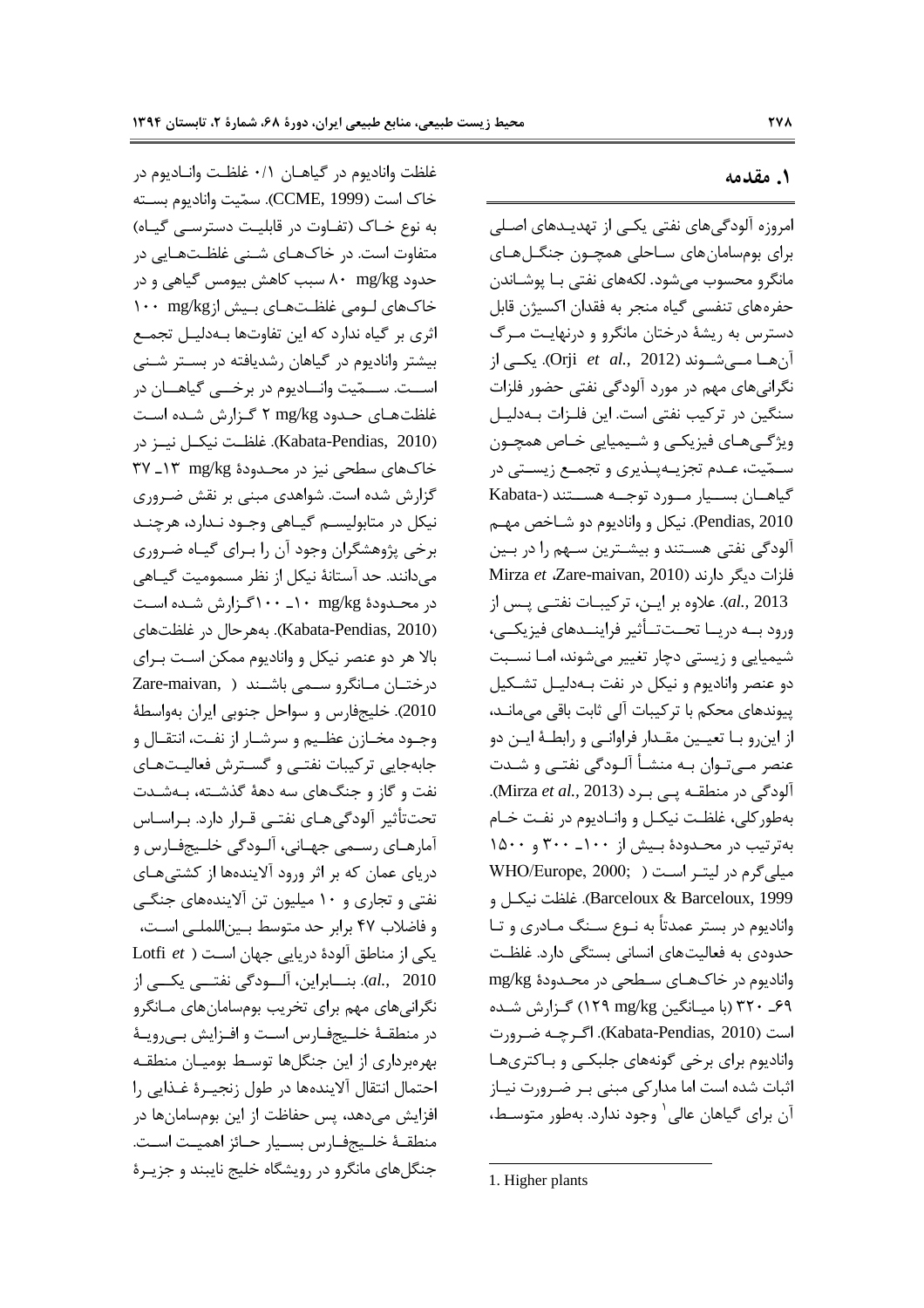## ۱. مقدمه

امروزه آلودگی‌های نفتی یکی از تهدیدهای اصلی برای بوم‌سامان‌های ساحلی همچون جنگل‌های مانگرو محسوب می‌شود. لکه‌های نفتی با پوشاندن حفره‌های تنفسی گیاه منجر به فقدان اکسیژن قابل دسترس به ریشهٔ درختان مانگرو و درنهایت مرگ آن‌ها می‌شوند (Orji *et al.*, 2012). یکی از نگرانی‌های مهم در مورد آلودگی نفتی حضور فلزات سنگین در ترکیب نفتی است. این فلزات به‌دلیل ویژگی‌های فیزیکی و شیمیایی خاص همچون سمّیت، عدم تجزیه‌پذیری و تجمع زیستی در گیاهان بسیار مورد توجه هستند (Kabata-Pendias, 2010). نیکل و وانادیوم دو شاخص مهم آلودگی نفتی هستند و بیشترین سهم را در بین فلزات دیگر دارند (Zare-maivan, 2010؛ Mirza *et al.*, 2013). علاوه بر این، ترکیبات نفتی پس از ورود به دریا تحت‌تأثیر فرایندهای فیزیکی، شیمیایی و زیستی دچار تغییر می‌شوند، اما نسبت دو عنصر وانادیوم و نیکل در نفت به‌دلیل تشکیل پیوندهای محکم با ترکیبات آلی ثابت باقی می‌ماند، از این‌رو با تعیین مقدار فراوانی و رابطهٔ این دو عنصر می‌توان به منشأ آلودگی نفتی و شدت آلودگی در منطقه پی برد (Mirza *et al.*, 2013). به‌طورکلی، غلظت نیکل و وانادیوم در نفت خام به‌ترتیب در محدودهٔ بیش از ۱۰۰ـ ۳۰۰ و ۱۵۰۰ میلی‌گرم در لیتر است (WHO/Europe, 2000; Barceloux & Barceloux, 1999). غلظت نیکل و وانادیوم در بستر عمدتاً به نوع سنگ مادری و تا حدودی به فعالیت‌های انسانی بستگی دارد. غلظت وانادیوم در خاک‌های سطحی در محدودهٔ mg/kg ۶۹ـ ۳۲۰ (با میانگین mg/kg ۱۲۹) گزارش شده است (Kabata-Pendias, 2010). اگرچه ضرورت وانادیوم برای برخی گونه‌های جلبکی و باکتری‌ها اثبات شده است اما مدارکی مبنی بر ضرورت نیاز آن برای گیاهان عالی[1] وجود ندارد. به‌طور متوسط، غلظت وانادیوم در گیاهان ۰/۱ غلظت وانادیوم در خاک است (CCME, 1999). سمّیت وانادیوم بسته به نوع خاک (تفاوت در قابلیت دسترسی گیاه) متفاوت است. در خاک‌های شنی غلظت‌هایی در حدود mg/kg ۸۰ سبب کاهش بیومس گیاهی و در خاک‌های لومی غلظت‌های بیش ازmg/kg ۱۰۰ اثری بر گیاه ندارد که این تفاوت‌ها به‌دلیل تجمع بیشتر وانادیوم در گیاهان رشدیافته در بستر شنی است. سمّیت وانادیوم در برخی گیاهان در غلظت‌های حدود mg/kg ۲ گزارش شده است (Kabata-Pendias, 2010). غلظت نیکل نیز در خاک‌های سطحی نیز در محدودهٔ mg/kg ۱۳ـ ۳۷ گزارش شده است. شواهدی مبنی بر نقش ضروری نیکل در متابولیسم گیاهی وجود ندارد، هرچند برخی پژوهشگران وجود آن را برای گیاه ضروری می‌دانند. حد آستانهٔ نیکل از نظر مسمومیت گیاهی در محدودهٔ mg/kg ۱۰ـ ۱۰۰گزارش شده است (Kabata-Pendias, 2010). به‌هرحال در غلظت‌های بالا هر دو عنصر نیکل و وانادیوم ممکن است برای درختان مانگرو سمی باشند (Zare-maivan, 2010). خلیج‌فارس و سواحل جنوبی ایران به‌واسطهٔ وجود مخازن عظیم و سرشار از نفت، انتقال و جابه‌جایی ترکیبات نفتی و گسترش فعالیت‌های نفت و گاز و جنگ‌های سه دههٔ گذشته، به‌شدت تحت‌تأثیر آلودگی‌های نفتی قرار دارد. براساس آمارهای رسمی جهانی، آلودگی خلیج‌فارس و دریای عمان که بر اثر ورود آلاینده‌ها از کشتی‌های نفتی و تجاری و ۱۰ میلیون تن آلاینده‌های جنگی و فاضلاب ۴۷ برابر حد متوسط بین‌المللی است، یکی از مناطق آلودهٔ دریایی جهان است (Lotfi *et al.*, 2010). بنابراین، آلودگی نفتی یکی از نگرانی‌های مهم برای تخریب بوم‌سامان‌های مانگرو در منطقهٔ خلیج‌فارس است و افزایش بی‌رویهٔ بهره‌برداری از این جنگل‌ها توسط بومیان منطقه احتمال انتقال آلاینده‌ها در طول زنجیرهٔ غذایی را افزایش می‌دهد، پس حفاظت از این بوم‌سامان‌ها در منطقهٔ خلیج‌فارس بسیار حائز اهمیت است. جنگل‌های مانگرو در رویشگاه خلیج نایبند و جزیرهٔ

---

1. Higher plants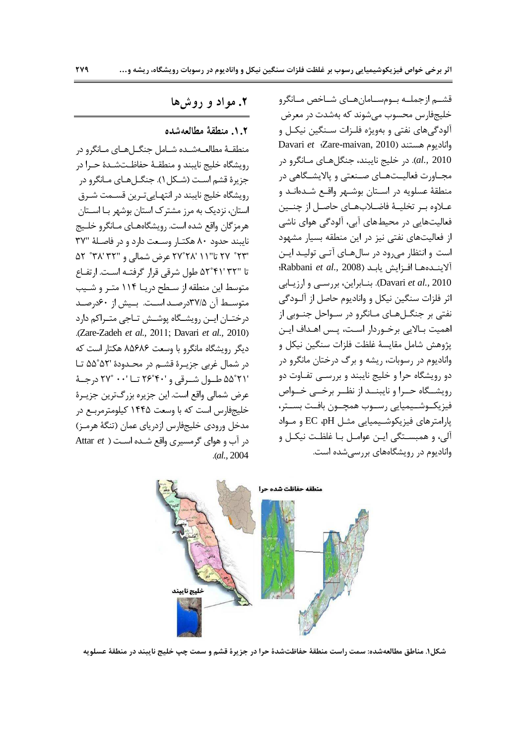قشـم ازجملـه بـوم‌سـامان‌هـای شـاخص مـانگرو خلیج‌فارس محسوب می‌شوند که به‌شدت در معرض آلودگی‌های نفتی و به‌ویژه فلـزات سـنگین نیکـل و وانادیوم هستند (Zare-maivan, 2010؛ Davari *et al.*, 2010). در خلیج نایبند، جنگل‌هـای مـانگرو در مجـاورت فعالیـت‌هـای صـنعتی و پالایشـگاهی در منطقهٔ عسلویه در اسـتان بوشـهر واقـع شـده‌انـد و عـلاوه بـر تخلیـهٔ فاضـلاب‌هـای حاصـل از چنـین فعالیت‌هایی در محیط‌های آبی، آلودگی هوای ناشی از فعالیت‌های نفتی نیز در این منطقه بسیار مشهود است و انتظار می‌رود در سال‌هـای آتـی تولیـد ایـن آلاینـده‌هـا افـزایش یابـد (Rabbani *et al.*, 2008؛ Davari *et al.*, 2010). بنـابراین، بررسـی و ارزیـابی اثر فلزات سنگین نیکل و وانادیوم حاصل از آلـودگی نفتی بر جنگـل‌هـای مـانگرو در سـواحل جنـوبی از اهمیت بـالایی برخـوردار اسـت، پـس اهـداف ایـن پژوهش شامل مقایسهٔ غلظت فلزات سنگین نیکل و وانادیوم در رسوبات، ریشه و برگ درختان مانگرو در دو رویشگاه حرا و خلیج نایبند و بررسـی تفـاوت دو رویشـگاه حـرا و نایبنـد از نظـر برخـی خـواص فیزیکـوشـیمیایی رسـوب همچـون بافـت بسـتر، پارامترهای فیزیکوشـیمیایی مثـل pH، EC و مـواد آلی، و همبسـتگی ایـن عوامـل بـا غلظـت نیکـل و وانادیوم در رویشگاه‌های بررسی‌شده است.

## ۲. مواد و روش‌ها

### ۱.۲. منطقهٔ مطالعه‌شده

منطقـهٔ مطالعـه‌شـده شـامل جنگـل‌هـای مـانگرو در رویشگاه خلیج نایبند و منطقـهٔ حفاظـت‌شـدهٔ حـرا در جزیرهٔ قشم اسـت (شـکل ۱). جنگـل‌هـای مـانگرو در رویشگاه خلیج نایبند در انتهـایی‌تـرین قسـمت شـرق استان، نزدیک به مرز مشترک استان بوشهر بـا اسـتان هرمزگان واقع شده است. رویشگاه‌هـای مـانگرو خلـیج نایبند حدود ۸۰ هکتـار وسـعت دارد و در فاصـلهٔ "۳۷ '۲۳ °۲۷ تا"۱۱ '۲۸°۲۷ عرض شمالی و "۳۲ '۳۸ °۵۲ تا "۳۲ '۴۱°۵۲ طول شرقی قرار گرفتـه اسـت. ارتفـاع متوسط این منطقه از سـطح دریـا ۱۱۴ متـر و شـیب متوسـط آن ۳۷/۵درصـد اسـت. بـیش از ۶۰درصـد درختـان ایـن رویشـگاه پوشـش تـاجی متـراکم دارد (Zare-Zadeh *et al.*, 2011; Davari *et al.*, 2010). دیگر رویشگاه مانگرو با وسعت ۸۵۶۸۶ هکتار است که در شمال غربی جزیـرهٔ قشـم در محـدودهٔ '۵۲°۵۵ تـا '۲۱°۵۵ طـول شـرقی و '۴۰°۲۶ تـا '۰۰ °۲۷ درجـهٔ عرض شمالی واقع است. این جزیره بزرگ‌ترین جزیـرهٔ خلیج‌فارس است که با وسعت ۱۴۴۵ کیلومترمربـع در مدخل ورودی خلیج‌فارس ازدریای عمان (تنگهٔ هرمـز) در آب و هوای گرمسیری واقع شـده اسـت (Attar *et al.*, 2004).

شکل۱. مناطق مطالعه‌شده: سمت راست منطقهٔ حفاظت‌شدهٔ حرا در جزیرهٔ قشم و سمت چپ خلیج نایبند در منطقهٔ عسلویه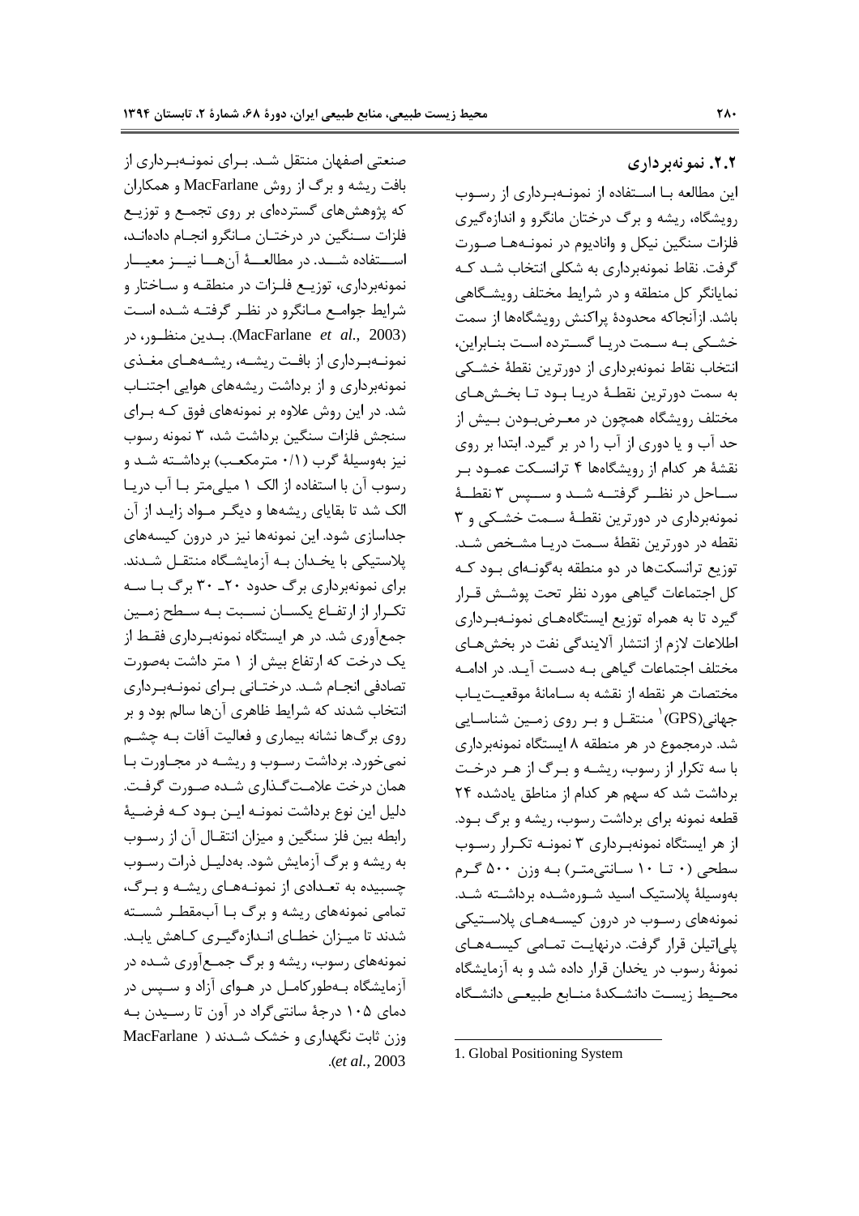### ۲.۲. نمونه‌برداری

این مطالعه با استفاده از نمونه‌برداری از رسوب رویشگاه، ریشه و برگ درختان مانگرو و اندازه‌گیری فلزات سنگین نیکل و وانادیوم در نمونه‌ها صورت گرفت. نقاط نمونه‌برداری به شکلی انتخاب شد که نمایانگر کل منطقه و در شرایط مختلف رویشگاهی باشد. ازآنجاکه محدودهٔ پراکنش رویشگاه‌ها از سمت خشکی به سمت دریا گسترده است بنابراین، انتخاب نقاط نمونه‌برداری از دورترین نقطهٔ خشکی به سمت دورترین نقطهٔ دریا بود تا بخش‌های مختلف رویشگاه همچون در معرض‌بودن بیش از حد آب و یا دوری از آب را در بر گیرد. ابتدا بر روی نقشهٔ هر کدام از رویشگاه‌ها ۴ ترانسکت عمود بر ساحل در نظر گرفته شد و سپس ۳ نقطهٔ نمونه‌برداری در دورترین نقطهٔ سمت خشکی و ۳ نقطه در دورترین نقطهٔ سمت دریا مشخص شد. توزیع ترانسکت‌ها در دو منطقه به‌گونه‌ای بود که کل اجتماعات گیاهی مورد نظر تحت پوشش قرار گیرد تا به همراه توزیع ایستگاه‌های نمونه‌برداری اطلاعات لازم از انتشار آلایندگی نفت در بخش‌های مختلف اجتماعات گیاهی به دست آید. در ادامه مختصات هر نقطه از نقشه به سامانهٔ موقعیت‌یاب جهانی(GPS)[1] منتقل و بر روی زمین شناسایی شد. درمجموع در هر منطقه ۸ ایستگاه نمونه‌برداری با سه تکرار از رسوب، ریشه و برگ از هر درخت برداشت شد که سهم هر کدام از مناطق یادشده ۲۴ قطعه نمونه برای برداشت رسوب، ریشه و برگ بود. از هر ایستگاه نمونه‌برداری ۳ نمونه تکرار رسوب سطحی (۰ تا ۱۰ سانتی‌متر) به وزن ۵۰۰ گرم به‌وسیلهٔ پلاستیک اسید شورەشده برداشته شد. نمونه‌های رسوب در درون کیسه‌های پلاستیکی پلی‌اتیلن قرار گرفت. درنهایت تمامی کیسه‌های نمونهٔ رسوب در یخدان قرار داده شد و به آزمایشگاه محیط زیست دانشکدهٔ منابع طبیعی دانشگاه صنعتی اصفهان منتقل شد. برای نمونه‌برداری از بافت ریشه و برگ از روش MacFarlane و همکاران که پژوهش‌های گسترده‌ای بر روی تجمع و توزیع فلزات سنگین در درختان مانگرو انجام داده‌اند، استفاده شد. در مطالعهٔ آن‌ها نیز معیار نمونه‌برداری، توزیع فلزات در منطقه و ساختار و شرایط جوامع مانگرو در نظر گرفته شده است (MacFarlane *et al.*, 2003). بدین منظور، در نمونه‌برداری از بافت ریشه، ریشه‌های مغذی نمونه‌برداری و از برداشت ریشه‌های هوایی اجتناب شد. در این روش علاوه بر نمونه‌های فوق که برای سنجش فلزات سنگین برداشت شد، ۳ نمونه رسوب نیز به‌وسیلهٔ گرب (۰/۱ مترمکعب) برداشته شد و رسوب آن با استفاده از الک ۱ میلی‌متر با آب دریا الک شد تا بقایای ریشه‌ها و دیگر مواد زاید از آن جداسازی شود. این نمونه‌ها نیز در درون کیسه‌های پلاستیکی با یخدان به آزمایشگاه منتقل شدند. برای نمونه‌برداری برگ حدود ۲۰ـ ۳۰ برگ با سه تکرار از ارتفاع یکسان نسبت به سطح زمین جمع‌آوری شد. در هر ایستگاه نمونه‌برداری فقط از یک درخت که ارتفاع بیش از ۱ متر داشت به‌صورت تصادفی انجام شد. درختانی برای نمونه‌برداری انتخاب شدند که شرایط ظاهری آن‌ها سالم بود و بر روی برگ‌ها نشانه بیماری و فعالیت آفات به چشم نمی‌خورد. برداشت رسوب و ریشه در مجاورت با همان درخت علامت‌گذاری شده صورت گرفت. دلیل این نوع برداشت نمونه این بود که فرضیهٔ رابطه بین فلز سنگین و میزان انتقال آن از رسوب به ریشه و برگ آزمایش شود. به‌دلیل ذرات رسوب چسبیده به تعدادی از نمونه‌های ریشه و برگ، تمامی نمونه‌های ریشه و برگ با آب‌مقطر شسته شدند تا میزان خطای اندازه‌گیری کاهش یابد. نمونه‌های رسوب، ریشه و برگ جمع‌آوری شده در آزمایشگاه به‌طورکامل در هوای آزاد و سپس در دمای ۱۰۵ درجهٔ سانتی‌گراد در آون تا رسیدن به وزن ثابت نگهداری و خشک شدند (MacFarlane *et al.*, 2003).

---

1. Global Positioning System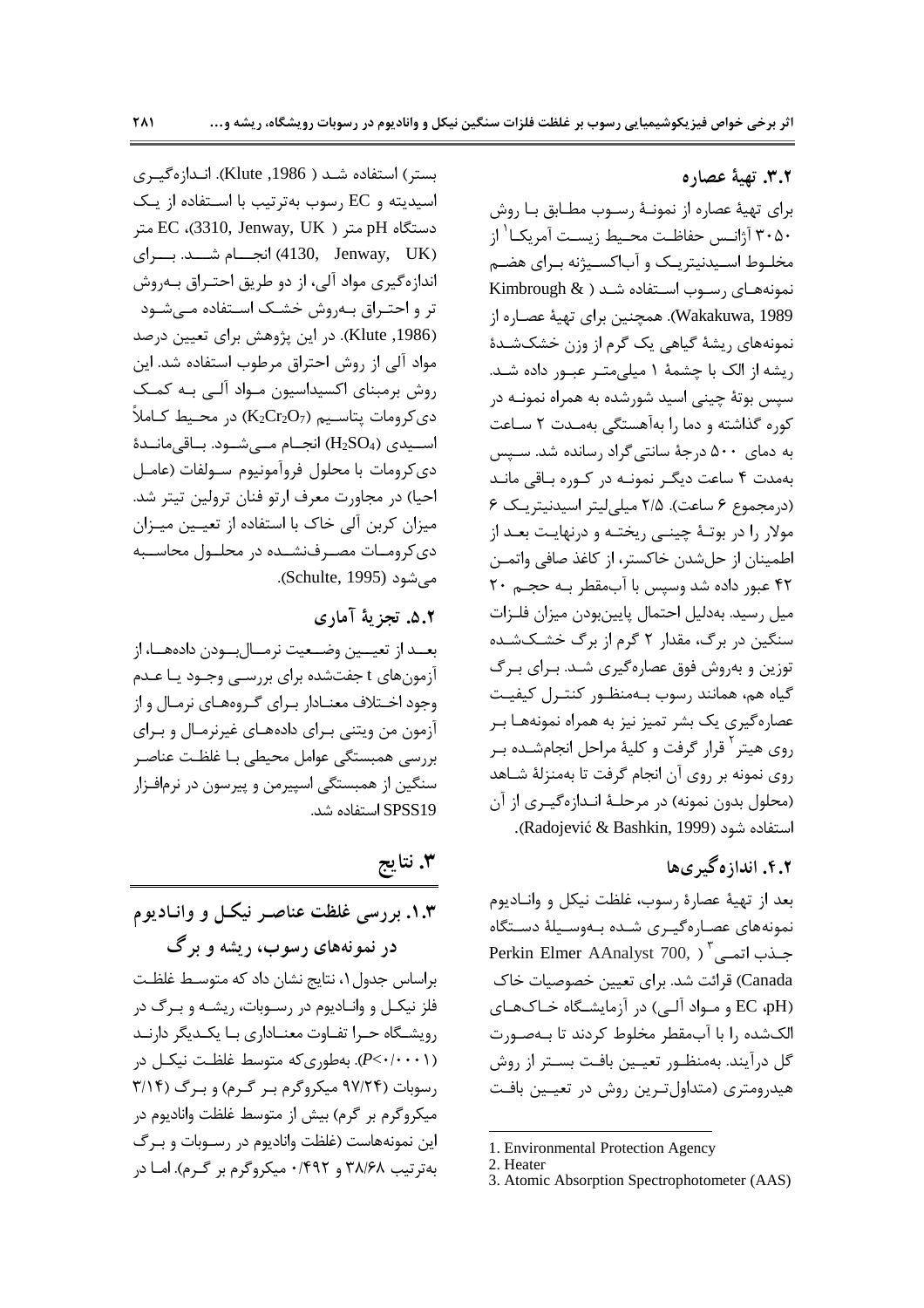### ۳.۲. تهیهٔ عصاره

برای تهیهٔ عصاره از نمونهٔ رسوب مطابق با روش ۳۰۵۰ آژانس حفاظت محیط زیست آمریکا[1] از مخلوط اسیدنیتریک و آب‌اکسیژنه برای هضم نمونه‌های رسوب استفاده شد (Kimbrough & Wakakuwa, 1989). همچنین برای تهیهٔ عصاره از نمونه‌های ریشهٔ گیاهی یک گرم از وزن خشک‌شدهٔ ریشه از الک با چشمهٔ ۱ میلی‌متر عبور داده شد. سپس بوتهٔ چینی اسید شورشده به همراه نمونه در کوره گذاشته و دما را به‌آهستگی به‌مدت ۲ ساعت به دمای ۵۰۰ درجهٔ سانتی‌گراد رسانده شد. سپس به‌مدت ۴ ساعت دیگر نمونه در کوره باقی ماند (درمجموع ۶ ساعت). ۲/۵ میلی‌لیتر اسیدنیتریک ۶ مولار را در بوتهٔ چینی ریخته و درنهایت بعد از اطمینان از حل‌شدن خاکستر، از کاغذ صافی واتمن ۴۲ عبور داده شد وسپس با آب‌مقطر به حجم ۲۰ میل رسید. به‌دلیل احتمال پایین‌بودن میزان فلزات سنگین در برگ، مقدار ۲ گرم از برگ خشک‌شده توزین و به‌روش فوق عصاره‌گیری شد. برای برگ گیاه هم، همانند رسوب به‌منظور کنترل کیفیت عصاره‌گیری یک بشر تمیز نیز به همراه نمونه‌ها بر روی هیتر[2] قرار گرفت و کلیهٔ مراحل انجام‌شده بر روی نمونه بر روی آن انجام گرفت تا به‌منزلهٔ شاهد (محلول بدون نمونه) در مرحلهٔ اندازه‌گیری از آن استفاده شود (Radojević & Bashkin, 1999).

### ۴.۲. اندازه‌گیری‌ها

بعد از تهیهٔ عصارهٔ رسوب، غلظت نیکل و وانادیوم نمونه‌های عصاره‌گیری شده به‌وسیلهٔ دستگاه جذب اتمی[3] (Perkin Elmer AAnalyst 700, Canada) قرائت شد. برای تعیین خصوصیات خاک (pH، EC و مواد آلی) در آزمایشگاه خاک‌های الک‌شده را با آب‌مقطر مخلوط کردند تا به‌صورت گل درآیند. به‌منظور تعیین بافت بستر از روش هیدرومتری (متداول‌ترین روش در تعیین بافت بستر) استفاده شد (Klute, 1986). اندازه‌گیری اسیدیته و EC رسوب به‌ترتیب با استفاده از یک دستگاه pH متر (3310, Jenway, UK)، EC متر (4130, Jenway, UK) انجام شد. برای اندازه‌گیری مواد آلی، از دو طریق احتراق به‌روش تر و احتراق به‌روش خشک استفاده می‌شود (Klute, 1986). در این پژوهش برای تعیین درصد مواد آلی از روش احتراق مرطوب استفاده شد. این روش برمبنای اکسیداسیون مواد آلی به کمک دی‌کرومات پتاسیم ($K_2Cr_2O_7$) در محیط کاملاً اسیدی ($H_2SO_4$) انجام می‌شود. باقی‌ماندهٔ دی‌کرومات با محلول فروآمونیوم سولفات (عامل احیا) در مجاورت معرف ارتو فنان ترولین تیتر شد. میزان کربن آلی خاک با استفاده از تعیین میزان دی‌کرومات مصرف‌نشده در محلول محاسبه می‌شود (Schulte, 1995).

### ۵.۲. تجزیهٔ آماری

بعد از تعیین وضعیت نرمال‌بودن داده‌ها، از آزمون‌های t جفت‌شده برای بررسی وجود یا عدم وجود اختلاف معنادار برای گروه‌های نرمال و از آزمون من ویتنی برای داده‌های غیرنرمال و برای بررسی همبستگی عوامل محیطی با غلظت عناصر سنگین از همبستگی اسپیرمن و پیرسون در نرم‌افزار SPSS19 استفاده شد.

## ۳. نتایج

### ۱.۳. بررسی غلظت عناصر نیکل و وانادیوم در نمونه‌های رسوب، ریشه و برگ

براساس جدول ۱، نتایج نشان داد که متوسط غلظت فلز نیکل و وانادیوم در رسوبات، ریشه و برگ در رویشگاه حرا تفاوت معناداری با یکدیگر دارند ($P<0.001$). به‌طوری‌که متوسط غلظت نیکل در رسوبات (۹۷/۲۴ میکروگرم بر گرم) و برگ (۳/۱۴ میکروگرم بر گرم) بیش از متوسط غلظت وانادیوم در این نمونه‌هاست (غلظت وانادیوم در رسوبات و برگ به‌ترتیب ۳۸/۶۸ و ۰/۴۹۲ میکروگرم بر گرم). اما در

---

1. Environmental Protection Agency
2. Heater
3. Atomic Absorption Spectrophotometer (AAS)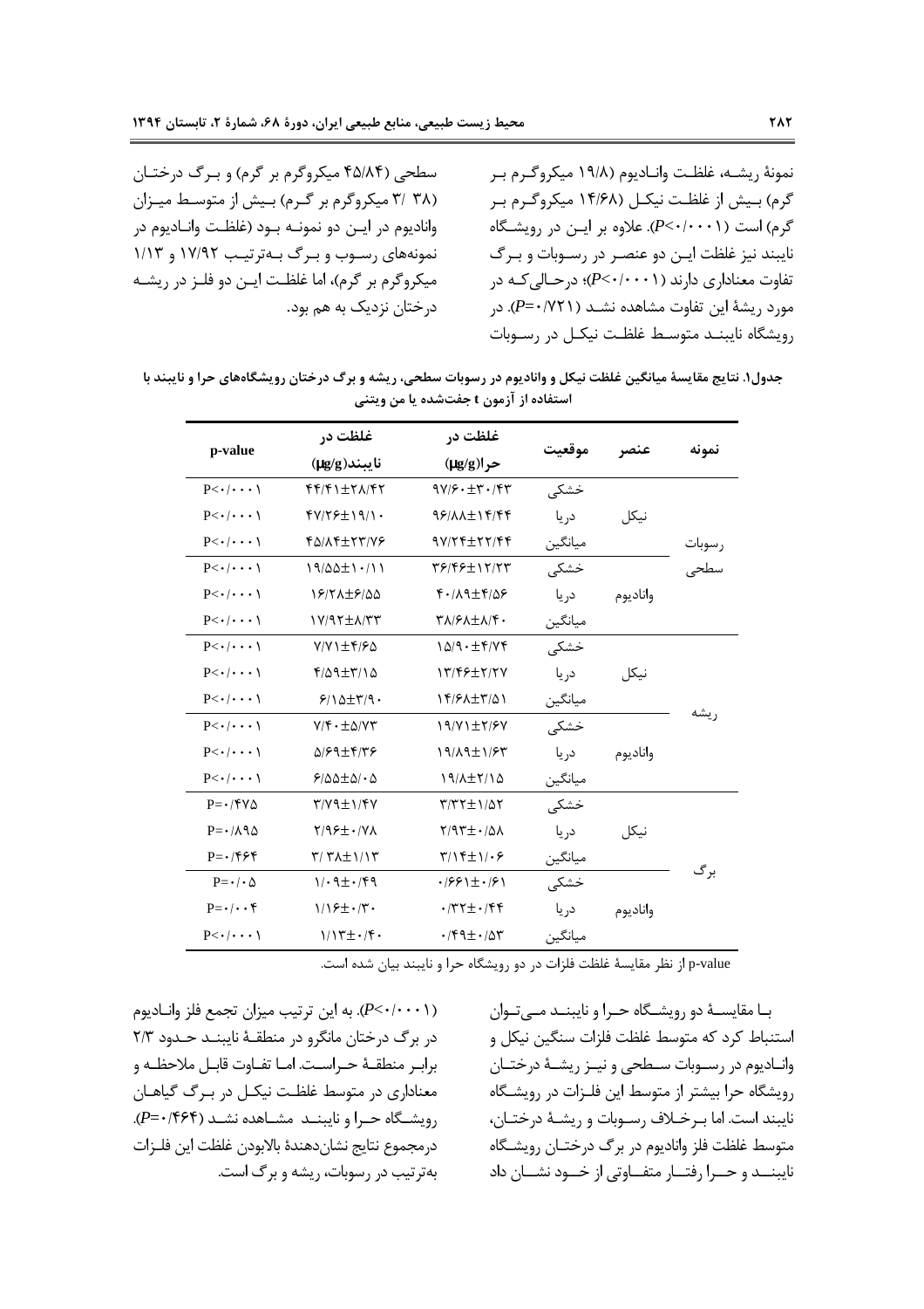نمونهٔ ریشه، غلظت وانادیوم (۱۹/۸ میکروگرم بر گرم) بیش از غلظت نیکل (۱۴/۶۸ میکروگرم بر گرم) است (P<۰/۰۰۰۱). علاوه بر این در رویشگاه نایبند نیز غلظت این دو عنصر در رسوبات و برگ تفاوت معناداری دارند (P<۰/۰۰۰۱)؛ درحالی‌که در مورد ریشهٔ این تفاوت مشاهده نشد (P=۰/۷۲۱). در رویشگاه نایبند متوسط غلظت نیکل در رسوبات سطحی (۴۵/۸۴ میکروگرم بر گرم) و برگ درختان (۳/ ۳۸ میکروگرم بر گرم) بیش از متوسط میزان وانادیوم در این دو نمونه بود (غلظت وانادیوم در نمونه‌های رسوب و برگ به‌ترتیب ۱۷/۹۲ و ۱/۱۳ میکروگرم بر گرم)، اما غلظت این دو فلز در ریشه درختان نزدیک به هم بود.

**جدول۱. نتایج مقایسهٔ میانگین غلظت نیکل و وانادیوم در رسوبات سطحی، ریشه و برگ درختان رویشگاه‌های حرا و نایبند با استفاده از آزمون t جفت‌شده یا من ویتنی**

| نمونه | عنصر | موقعیت | غلظت در حرا(μg/g) | غلظت در نایبند(μg/g) | p-value |
|---|---|---|---|---|---|
| رسوبات سطحی | نیکل | خشکی | ۹۷/۶۰±۳۰/۴۳ | ۴۴/۴۱±۲۸/۴۲ | P<۰/۰۰۰۱ |
| | | دریا | ۹۶/۸۸±۱۴/۴۴ | ۴۷/۲۶±۱۹/۱۰ | P<۰/۰۰۰۱ |
| | | میانگین | ۹۷/۲۴±۲۲/۴۴ | ۴۵/۸۴±۲۳/۷۶ | P<۰/۰۰۰۱ |
| | وانادیوم | خشکی | ۳۶/۴۶±۱۲/۲۳ | ۱۹/۵۵±۱۰/۱۱ | P<۰/۰۰۰۱ |
| | | دریا | ۴۰/۸۹±۴/۵۶ | ۱۶/۲۸±۶/۵۵ | P<۰/۰۰۰۱ |
| | | میانگین | ۳۸/۶۸±۸/۴۰ | ۱۷/۹۲±۸/۳۳ | P<۰/۰۰۰۱ |
| ریشه | نیکل | خشکی | ۱۵/۹۰±۴/۷۴ | ۷/۷۱±۴/۶۵ | P<۰/۰۰۰۱ |
| | | دریا | ۱۳/۴۶±۲/۲۷ | ۴/۵۹±۳/۱۵ | P<۰/۰۰۰۱ |
| | | میانگین | ۱۴/۶۸±۳/۵۱ | ۶/۱۵±۳/۹۰ | P<۰/۰۰۰۱ |
| | وانادیوم | خشکی | ۱۹/۷۱±۲/۶۷ | ۷/۴۰±۵/۷۳ | P<۰/۰۰۰۱ |
| | | دریا | ۱۹/۸۹±۱/۶۳ | ۵/۶۹±۴/۳۶ | P<۰/۰۰۰۱ |
| | | میانگین | ۱۹/۸±۲/۱۵ | ۶/۵۵±۵/۰۵ | P<۰/۰۰۰۱ |
| برگ | نیکل | خشکی | ۳/۳۲±۱/۵۲ | ۳/۷۹±۱/۴۷ | P=۰/۴۷۵ |
| | | دریا | ۲/۹۳±۰/۵۸ | ۲/۹۶±۰/۷۸ | P=۰/۸۹۵ |
| | | میانگین | ۳/۱۴±۱/۰۶ | ۳/ ۳۸±۱/۱۳ | P=۰/۴۶۴ |
| | وانادیوم | خشکی | ۰/۶۶۱±۰/۶۱ | ۱/۰۹±۰/۴۹ | P=۰/۰۵ |
| | | دریا | ۰/۳۲±۰/۴۴ | ۱/۱۶±۰/۳۰ | P=۰/۰۰۴ |
| | | میانگین | ۰/۴۹±۰/۵۳ | ۱/۱۳±۰/۴۰ | P<۰/۰۰۰۱ |

p-value از نظر مقایسهٔ غلظت فلزات در دو رویشگاه حرا و نایبند بیان شده است.

با مقایسهٔ دو رویشگاه حرا و نایبند می‌توان استنباط کرد که متوسط غلظت فلزات سنگین نیکل و وانادیوم در رسوبات سطحی و نیز ریشهٔ درختان رویشگاه حرا بیشتر از متوسط این فلزات در رویشگاه نایبند است. اما برخلاف رسوبات و ریشهٔ درختان، متوسط غلظت فلز وانادیوم در برگ درختان رویشگاه نایبند و حرا رفتار متفاوتی از خود نشان داد (P<۰/۰۰۰۱). به این ترتیب میزان تجمع فلز وانادیوم در برگ درختان مانگرو در منطقهٔ نایبند حدود ۲/۳ برابر منطقهٔ حراست. اما تفاوت قابل ملاحظه و معناداری در متوسط غلظت نیکل در برگ گیاهان رویشگاه حرا و نایبند مشاهده نشد (P=۰/۴۶۴). درمجموع نتایج نشان‌دهندهٔ بالابودن غلظت این فلزات به‌ترتیب در رسوبات، ریشه و برگ است.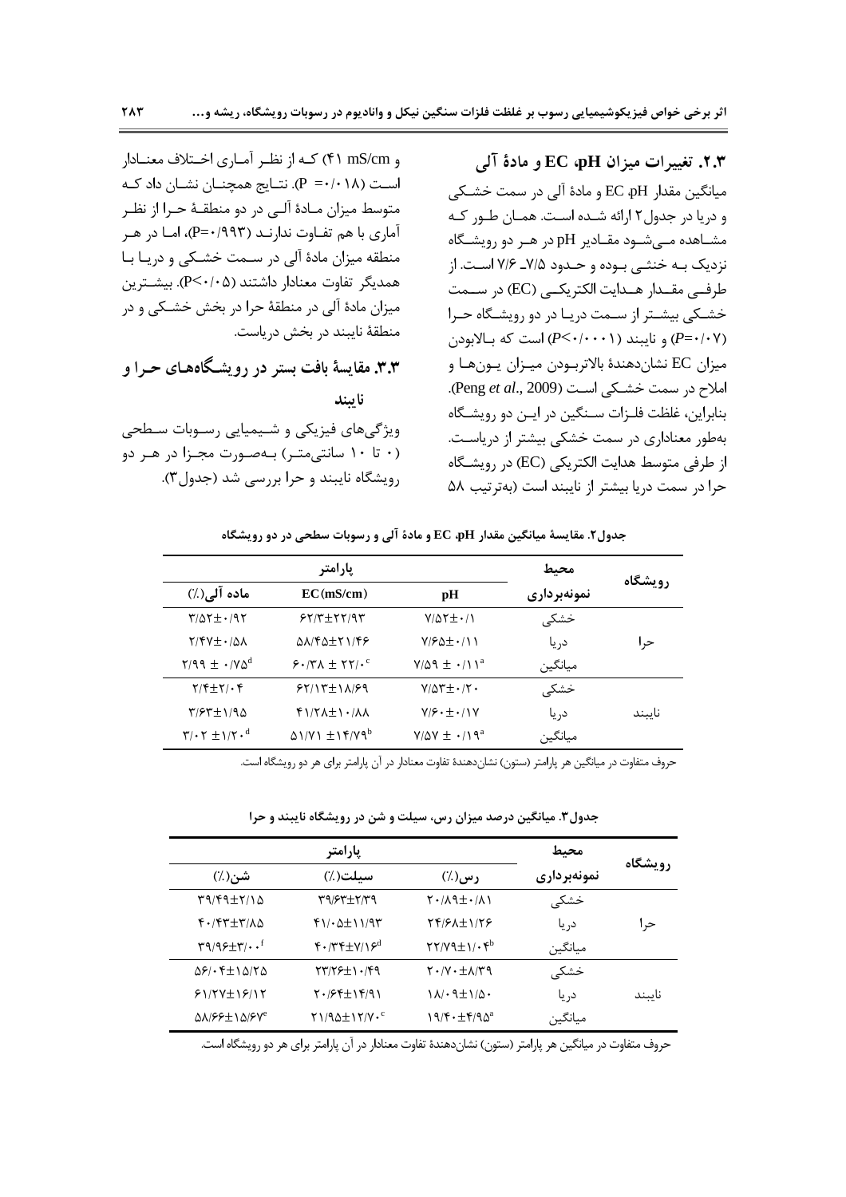### ۲.۳. تغییرات میزان pH، EC و مادهٔ آلی

میانگین مقدار pH، EC و مادهٔ آلی در سمت خشکی و دریا در جدول۲ ارائه شده است. همان طور که مشاهده می‌شود مقادیر pH در هر دو رویشگاه نزدیک به خنثی بوده و حدود ۷/۵ـ ۷/۶ است. از طرفی مقدار هدایت الکتریکی (EC) در سمت خشکی بیشتر از سمت دریا در دو رویشگاه حرا ($P=0/07$) و نایبند ($P<0/0001$) است که بالابودن میزان EC نشان‌دهندهٔ بالاتربودن میزان یون‌ها و املاح در سمت خشکی است (Peng *et al*., 2009). بنابراین، غلظت فلزات سنگین در این دو رویشگاه به‌طور معناداری در سمت خشکی بیشتر از دریاست. از طرفی متوسط هدایت الکتریکی (EC) در رویشگاه حرا در سمت دریا بیشتر از نایبند است (به‌ترتیب ۵۸ و ۴۱ mS/cm) که از نظر آماری اختلاف معنادار است ($P=0/018$). نتایج همچنین نشان داد که متوسط میزان مادهٔ آلی در دو منطقهٔ حرا از نظر آماری با هم تفاوت ندارند ($P=0/993$)، اما در هر منطقه میزان مادهٔ آلی در سمت خشکی و دریا با همدیگر تفاوت معنادار داشتند ($P<0/05$). بیشترین میزان مادهٔ آلی در منطقهٔ حرا در بخش خشکی و در منطقهٔ نایبند در بخش دریاست.

### ۳.۳. مقایسهٔ بافت بستر در رویشگاه‌های حرا و نایبند

ویژگی‌های فیزیکی و شیمیایی رسوبات سطحی (۰ تا ۱۰ سانتی‌متر) به‌صورت مجزا در هر دو رویشگاه نایبند و حرا بررسی شد (جدول۳).

جدول۲. مقایسهٔ میانگین مقدار pH، EC و مادهٔ آلی و رسوبات سطحی در دو رویشگاه

| رویشگاه | محیط نمونه‌برداری | pH | EC(mS/cm) | ماده آلی(٪) |
|---|---|---|---|---|
| حرا | خشکی | ۷/۵۲±۰/۱ | ۶۲/۳±۲۲/۹۳ | ۳/۵۲±۰/۹۲ |
| | دریا | ۷/۶۵±۰/۱۱ | ۵۸/۴۵±۲۱/۴۶ | ۲/۴۷±۰/۵۸ |
| | میانگین | $7/59 \pm 0/11^{a}$ | $60/38 \pm 22/0^{c}$ | $2/99 \pm 0/75^{d}$ |
| نایبند | خشکی | ۷/۵۳±۰/۲۰ | ۶۲/۱۳±۱۸/۶۹ | ۲/۴±۲/۰۴ |
| | دریا | ۷/۶۰±۰/۱۷ | ۴۱/۲۸±۱۰/۸۸ | ۳/۶۳±۱/۹۵ |
| | میانگین | $7/57 \pm 0/19^{a}$ | $51/71 \pm 14/79^{b}$ | $3/02 \pm 1/20^{d}$ |

حروف متفاوت در میانگین هر پارامتر (ستون) نشان‌دهندهٔ تفاوت معنادار در آن پارامتر برای هر دو رویشگاه است.

جدول۳. میانگین درصد میزان رس، سیلت و شن در رویشگاه نایبند و حرا

| رویشگاه | محیط نمونه‌برداری | رس(٪) | سیلت(٪) | شن(٪) |
|---|---|---|---|---|
| حرا | خشکی | ۲۰/۸۹±۰/۸۱ | ۳۹/۶۳±۲/۳۹ | ۳۹/۴۹±۲/۱۵ |
| | دریا | ۲۴/۶۸±۱/۲۶ | ۴۱/۰۵±۱۱/۹۳ | ۴۰/۴۳±۳/۸۵ |
| | میانگین | $22/79 \pm 1/04^{b}$ | $40/34 \pm 7/16^{d}$ | $39/96 \pm 3/00^{f}$ |
| نایبند | خشکی | ۲۰/۷۰±۸/۳۹ | ۲۳/۲۶±۱۰/۴۹ | ۵۶/۰۴±۱۵/۲۵ |
| | دریا | ۱۸/۰۹±۱/۵۰ | ۲۰/۶۴±۱۴/۹۱ | ۶۱/۲۷±۱۶/۱۲ |
| | میانگین | $19/40 \pm 4/95^{a}$ | $21/95 \pm 12/70^{c}$ | $58/66 \pm 15/67^{e}$ |

حروف متفاوت در میانگین هر پارامتر (ستون) نشان‌دهندهٔ تفاوت معنادار در آن پارامتر برای هر دو رویشگاه است.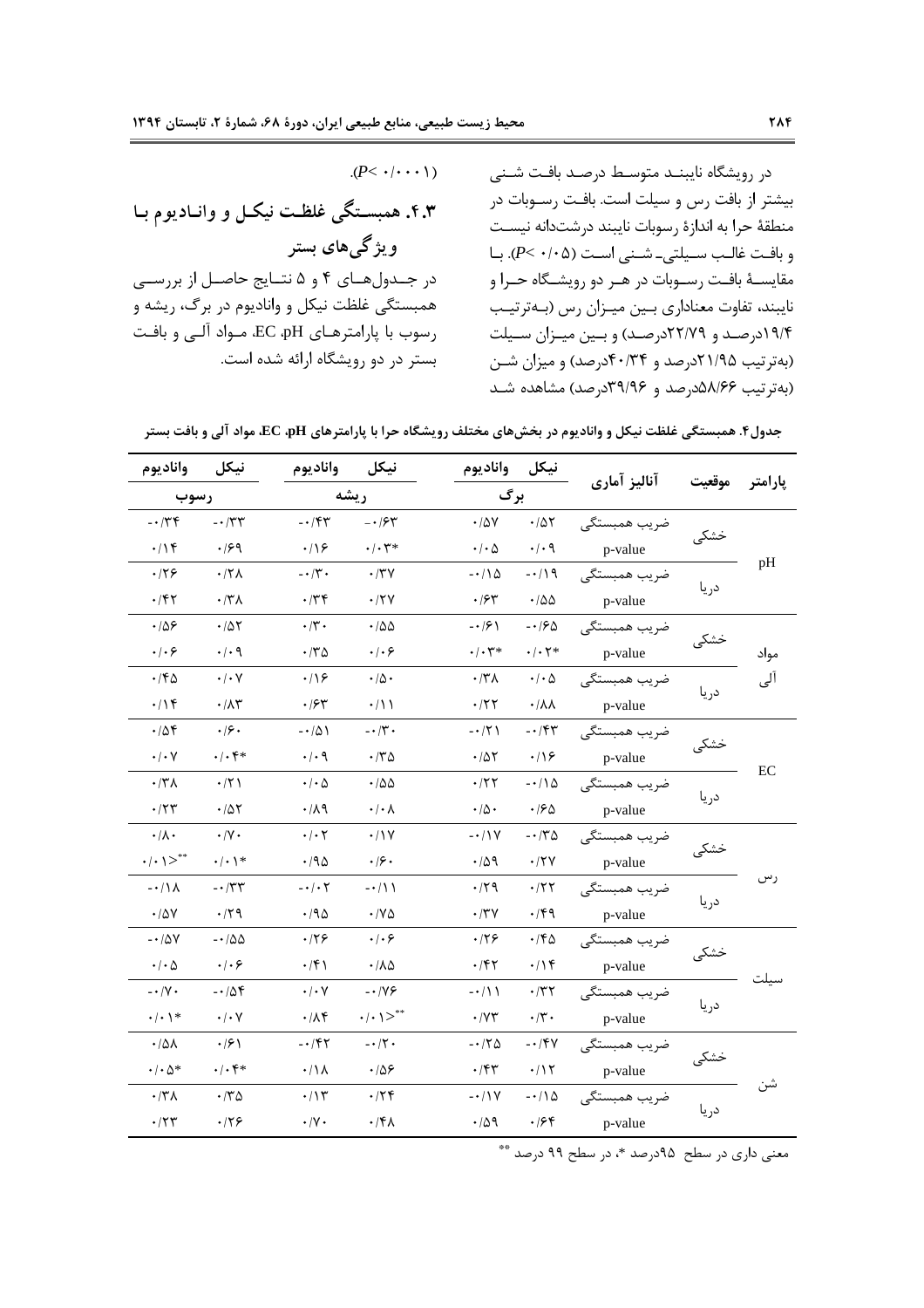در رویشگاه نایبند متوسط درصد بافت شنی بیشتر از بافت رس و سیلت است. بافت رسوبات در منطقهٔ حرا به اندازهٔ رسوبات نایبند درشت‌دانه نیست و بافت غالب سیلتی- شنی است ($P< ۰/۰۵$). با مقایسهٔ بافت رسوبات در هر دو رویشگاه حرا و نایبند، تفاوت معناداری بین میزان رس (به‌ترتیب ۱۹/۴درصد و ۲۲/۷۹درصد) و بین میزان سیلت (به‌ترتیب ۲۱/۹۵درصد و ۴۰/۳۴درصد) و میزان شن (به‌ترتیب ۵۸/۶۶درصد و ۳۹/۹۶درصد) مشاهده شد ($P< ۰/۰۰۰۱$).

## ۴.۳. همبستگی غلظت نیکل و وانادیوم با ویژگی‌های بستر

در جدول‌های ۴ و ۵ نتایج حاصل از بررسی همبستگی غلظت نیکل و وانادیوم در برگ، ریشه و رسوب با پارامترهای pH، EC، مواد آلی و بافت بستر در دو رویشگاه ارائه شده است.

**جدول ۴. همبستگی غلظت نیکل و وانادیوم در بخش‌های مختلف رویشگاه حرا با پارامترهای pH، EC، مواد آلی و بافت بستر**

| پارامتر | موقعیت | آنالیز آماری | برگ - نیکل | برگ - وانادیوم | ریشه - نیکل | ریشه - وانادیوم | رسوب - نیکل | رسوب - وانادیوم |
|---|---|---|---|---|---|---|---|---|
| pH | خشکی | ضریب همبستگی | ۰/۵۲ | ۰/۵۷ | -۰/۶۳ | -۰/۴۳ | -۰/۳۳ | -۰/۳۴ |
| | | p-value | ۰/۰۹ | ۰/۰۵ | *۰/۰۳ | ۰/۱۶ | ۰/۶۹ | ۰/۱۴ |
| | دریا | ضریب همبستگی | -۰/۱۹ | -۰/۱۵ | ۰/۳۷ | -۰/۳۰ | ۰/۲۸ | ۰/۲۶ |
| | | p-value | ۰/۵۵ | ۰/۶۳ | ۰/۲۷ | ۰/۳۴ | ۰/۳۸ | ۰/۴۲ |
| مواد آلی | خشکی | ضریب همبستگی | -۰/۶۵ | -۰/۶۱ | ۰/۵۵ | ۰/۳۰ | ۰/۵۲ | ۰/۵۶ |
| | | p-value | *۰/۰۲ | *۰/۰۳ | ۰/۰۶ | ۰/۳۵ | ۰/۰۹ | ۰/۰۶ |
| | دریا | ضریب همبستگی | ۰/۰۵ | ۰/۳۸ | ۰/۵۰ | ۰/۱۶ | ۰/۰۷ | ۰/۴۵ |
| | | p-value | ۰/۸۸ | ۰/۲۲ | ۰/۱۱ | ۰/۶۳ | ۰/۸۳ | ۰/۱۴ |
| EC | خشکی | ضریب همبستگی | -۰/۴۳ | -۰/۲۱ | -۰/۳۰ | -۰/۵۱ | ۰/۶۰ | ۰/۵۴ |
| | | p-value | ۰/۱۶ | ۰/۵۲ | ۰/۳۵ | ۰/۰۹ | *۰/۰۴ | ۰/۰۷ |
| | دریا | ضریب همبستگی | -۰/۱۵ | ۰/۲۲ | ۰/۵۵ | ۰/۰۵ | ۰/۲۱ | ۰/۳۸ |
| | | p-value | ۰/۶۵ | ۰/۵۰ | ۰/۰۸ | ۰/۸۹ | ۰/۵۲ | ۰/۲۳ |
| رس | خشکی | ضریب همبستگی | -۰/۳۵ | -۰/۱۷ | ۰/۱۷ | ۰/۰۲ | ۰/۷۰ | ۰/۸۰ |
| | | p-value | ۰/۲۷ | ۰/۵۹ | ۰/۶۰ | ۰/۹۵ | *۰/۰۱ | **۰/۰۱> |
| | دریا | ضریب همبستگی | ۰/۲۲ | ۰/۲۹ | -۰/۱۱ | -۰/۰۲ | -۰/۳۳ | -۰/۱۸ |
| | | p-value | ۰/۴۹ | ۰/۳۷ | ۰/۷۵ | ۰/۹۵ | ۰/۲۹ | ۰/۵۷ |
| سیلت | خشکی | ضریب همبستگی | ۰/۴۵ | ۰/۲۶ | ۰/۰۶ | ۰/۲۶ | -۰/۵۵ | -۰/۵۷ |
| | | p-value | ۰/۱۴ | ۰/۴۲ | ۰/۸۵ | ۰/۴۱ | ۰/۰۶ | ۰/۰۵ |
| | دریا | ضریب همبستگی | ۰/۳۲ | -۰/۱۱ | -۰/۷۶ | ۰/۰۷ | -۰/۵۴ | -۰/۷۰ |
| | | p-value | ۰/۳۰ | ۰/۷۳ | **۰/۰۱> | ۰/۸۴ | ۰/۰۷ | *۰/۰۱ |
| شن | خشکی | ضریب همبستگی | -۰/۴۷ | -۰/۲۵ | -۰/۲۰ | -۰/۴۲ | ۰/۶۱ | ۰/۵۸ |
| | | p-value | ۰/۱۲ | ۰/۴۳ | ۰/۵۶ | ۰/۱۸ | *۰/۰۴ | *۰/۰۵ |
| | دریا | ضریب همبستگی | -۰/۱۵ | -۰/۱۷ | ۰/۲۴ | ۰/۱۳ | ۰/۳۵ | ۰/۳۸ |
| | | p-value | ۰/۶۴ | ۰/۵۹ | ۰/۴۸ | ۰/۷۰ | ۰/۲۶ | ۰/۲۳ |

معنی داری در سطح ۹۵درصد *، در سطح ۹۹ درصد **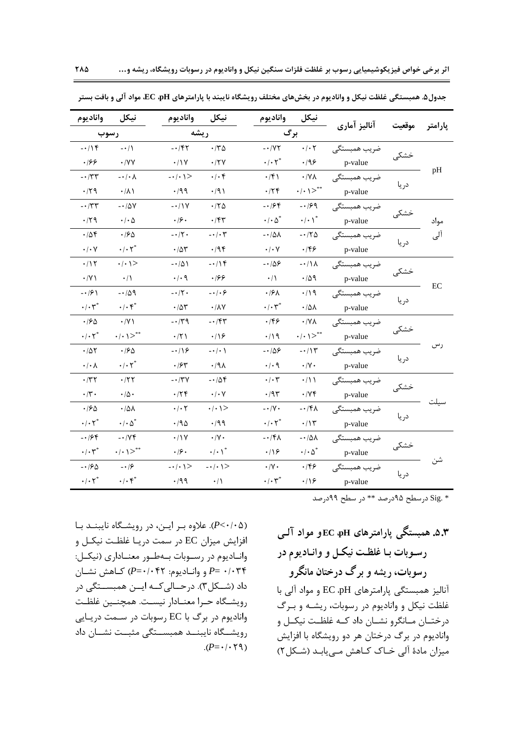جدول۵. همبستگی غلظت نیکل و وانادیوم در بخش‌های مختلف رویشگاه نایبند با پارامترهای pH، EC، مواد آلی و بافت بستر

| پارامتر | موقعیت | آنالیز آماری | نیکل | وانادیوم | نیکل | وانادیوم | نیکل | وانادیوم |
|---|---|---|---|---|---|---|---|---|
| | | | برگ | | ریشه | | رسوب | |
| pH | خشکی | ضریب همبستگی | ۰/۰۲ | -۰/۷۲ | ۰/۳۵ | -۰/۴۲ | -۰/۱ | -۰/۱۴ |
| | | p-value | ۰/۹۶ | *۰/۰۲ | ۰/۲۷ | ۰/۱۷ | ۰/۷۷ | ۰/۶۶ |
| | دریا | ضریب همبستگی | ۰/۷۸ | ۰/۴۱ | ۰/۰۴ | -۰/۰۱> | -۰/۰۸ | -۰/۳۳ |
| | | p-value | **۰/۰۱> | ۰/۲۴ | ۰/۹۱ | ۰/۹۹ | ۰/۸۱ | ۰/۲۹ |
| مواد آلی | خشکی | ضریب همبستگی | -۰/۶۹ | -۰/۶۴ | ۰/۲۵ | -۰/۱۷ | -۰/۵۷ | -۰/۳۳ |
| | | p-value | *۰/۰۱ | *۰/۰۵ | ۰/۴۳ | ۰/۶۰ | ۰/۰۵ | ۰/۲۹ |
| | دریا | ضریب همبستگی | -۰/۲۵ | -۰/۵۸ | -۰/۰۳ | -۰/۲۰ | ۰/۶۵ | ۰/۵۴ |
| | | p-value | ۰/۴۶ | ۰/۰۷ | ۰/۹۴ | ۰/۵۳ | *۰/۰۲ | ۰/۰۷ |
| EC | خشکی | ضریب همبستگی | -۰/۱۸ | -۰/۵۶ | -۰/۱۴ | -۰/۵۱ | ۰/۰۱> | ۰/۱۲ |
| | | p-value | ۰/۵۹ | ۰/۱ | ۰/۶۶ | ۰/۰۹ | ۰/۱ | ۰/۷۱ |
| | دریا | ضریب همبستگی | ۰/۱۹ | ۰/۶۸ | -۰/۰۶ | -۰/۲۰ | -۰/۵۹ | -۰/۶۱ |
| | | p-value | ۰/۵۸ | *۰/۰۳ | ۰/۸۷ | ۰/۵۳ | *۰/۰۴ | *۰/۰۳ |
| رس | خشکی | ضریب همبستگی | ۰/۷۸ | ۰/۴۶ | -۰/۴۳ | -۰/۳۹ | ۰/۷۱ | ۰/۶۵ |
| | | p-value | **۰/۰۱> | ۰/۱۹ | ۰/۱۶ | ۰/۲۱ | **۰/۰۱> | *۰/۰۲ |
| | دریا | ضریب همبستگی | -۰/۱۳ | -۰/۵۶ | -۰/۰۱ | -۰/۱۶ | ۰/۶۵ | ۰/۵۲ |
| | | p-value | ۰/۷۰ | ۰/۰۹ | ۰/۹۸ | ۰/۶۳ | *۰/۰۲ | ۰/۰۸ |
| سیلت | خشکی | ضریب همبستگی | ۰/۱۱ | ۰/۰۳ | -۰/۵۴ | -۰/۳۷ | ۰/۲۲ | ۰/۳۲ |
| | | p-value | ۰/۷۴ | ۰/۹۳ | ۰/۰۷ | ۰/۲۴ | ۰/۵۰ | ۰/۳۰ |
| | دریا | ضریب همبستگی | -۰/۴۸ | -۰/۷۰ | ۰/۰۱> | ۰/۰۲ | ۰/۵۸ | ۰/۶۵ |
| | | p-value | ۰/۱۳ | *۰/۰۲ | ۰/۹۹ | ۰/۹۵ | *۰/۰۵ | *۰/۰۲ |
| شن | خشکی | ضریب همبستگی | -۰/۵۸ | -۰/۴۸ | ۰/۷۰ | ۰/۱۷ | -۰/۷۴ | -۰/۶۴ |
| | | p-value | *۰/۰۵ | ۰/۱۶ | *۰/۰۱ | ۰/۶۰ | **۰/۰۱> | *۰/۰۳ |
| | دریا | ضریب همبستگی | ۰/۴۶ | ۰/۷۰ | -۰/۰۱> | -۰/۰۱> | -۰/۶ | -۰/۶۵ |
| | | p-value | ۰/۱۶ | *۰/۰۳ | ۰/۱ | ۰/۹۹ | *۰/۰۴ | *۰/۰۲ |

* .Sig درسطح ۹۵درصد ** در سطح ۹۹درصد

### ۵.۳. همبستگی پارامترهای pH، ECو مواد آلی رسوبات با غلظت نیکل و وانادیوم در رسوبات، ریشه و برگ درختان مانگرو

آنالیز همبستگی پارامترهای pH، EC و مواد آلی با غلظت نیکل و وانادیوم در رسوبات، ریشه و برگ درختان مانگرو نشان داد که غلظت نیکل و وانادیوم در برگ درختان هر دو رویشگاه با افزایش میزان مادهٔ آلی خاک کاهش می‌یابد (شکل۲) ($P<0.05$). علاوه بر این، در رویشگاه نایبند با افزایش میزان EC در سمت دریا غلظت نیکل و وانادیوم در رسوبات به‌طور معناداری (نیکل: $P=0.034$ و وانادیوم: $P=0.042$) کاهش نشان داد (شکل۳). درحالی‌که این همبستگی در رویشگاه حرا معنادار نیست. همچنین غلظت وانادیوم در برگ با EC رسوبات در سمت دریایی رویشگاه نایبند همبستگی مثبت نشان داد ($P=0.029$).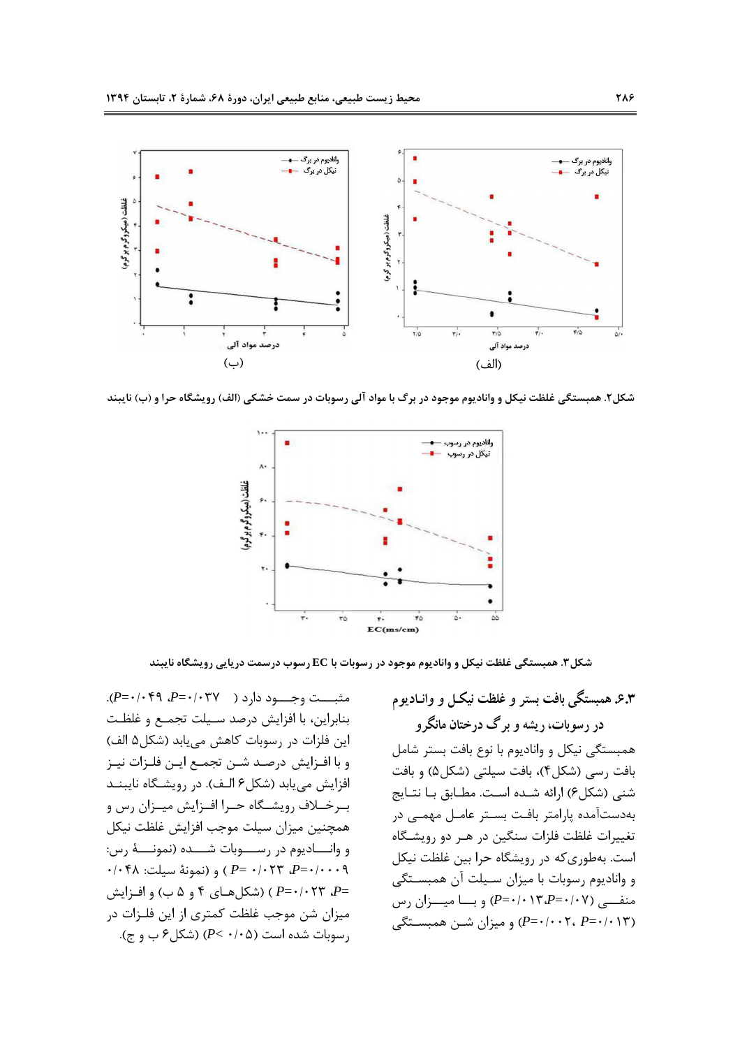شکل۲. همبستگی غلظت نیکل و وانادیوم موجود در برگ با مواد آلی رسوبات در سمت خشکی (الف) رویشگاه حرا و (ب) نایبند

شکل۳. همبستگی غلظت نیکل و وانادیوم موجود در رسوبات با EC رسوب درسمت دریایی رویشگاه نایبند

### ۶.۳ همبستگی بافت بستر و غلظت نیکل و وانادیوم در رسوبات، ریشه و برگ درختان مانگرو

همبستگی نیکل و وانادیوم با نوع بافت بستر شامل بافت رسی (شکل۴)، بافت سیلتی (شکل۵) و بافت شنی (شکل۶) ارائه شده است. مطابق با نتایج به‌دست‌آمده پارامتر بافت بستر عامل مهمی در تغییرات غلظت فلزات سنگین در هر دو رویشگاه است. به‌طوری‌که در رویشگاه حرا بین غلظت نیکل و وانادیوم رسوبات با میزان سیلت آن همبستگی منفی ($P$=۰/۰۷، $P$=۰/۰۱۳) و با میزان رس ($P$=۰/۰۱۳، $P$=۰/۰۰۲) و میزان شن همبستگی مثبت وجود دارد ($P$=۰/۰۳۷، $P$=۰/۰۴۹). بنابراین، با افزایش درصد سیلت تجمع و غلظت این فلزات در رسوبات کاهش می‌یابد (شکل۵ الف) و با افزایش درصد شن تجمع این فلزات نیز افزایش می‌یابد (شکل۶ الف). در رویشگاه نایبند برخلاف رویشگاه حرا افزایش میزان رس و همچنین میزان سیلت موجب افزایش غلظت نیکل و وانادیوم در رسوبات شده (نمونۀ رس: $P$=۰/۰۰۰۹، $P$= ۰/۰۲۳ ) و (نمونۀ سیلت: ۰/۰۴۸= $P$، $P$=۰/۰۲۳ ) (شکل‌های ۴ و ۵ ب) و افزایش میزان شن موجب غلظت کمتری از این فلزات در رسوبات شده است ($P$< ۰/۰۵) (شکل۶ ب و ج).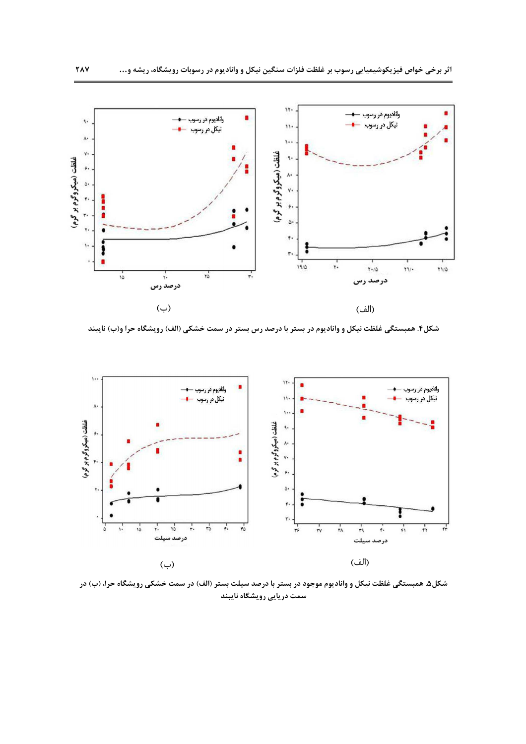(الف)

(ب)

شکل۴. همبستگی غلظت نیکل و وانادیوم در بستر با درصد رس بستر در سمت خشکی (الف) رویشگاه حرا و(ب) نایبند

(الف)

(ب)

شکل۵. همبستگی غلظت نیکل و وانادیوم موجود در بستر با درصد سیلت بستر (الف) در سمت خشکی رویشگاه حرا، (ب) در سمت دریایی رویشگاه نایبند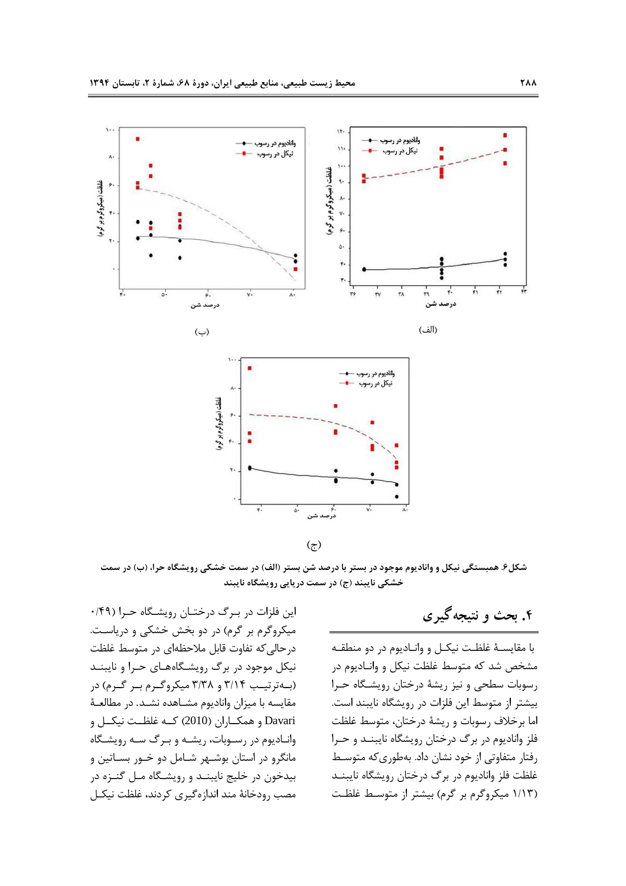(ب)

(الف)

(ج)

**شکل۶. همبستگی نیکل و وانادیوم موجود در بستر با درصد شن بستر (الف) در سمت خشکی رویشگاه حرا، (ب) در سمت خشکی نایبند (ج) در سمت دریایی رویشگاه نایبند**

## ۴. بحث و نتیجه گیری

با مقایسهٔ غلظت نیکل و وانادیوم در دو منطقه مشخص شد که متوسط غلظت نیکل و وانادیوم در رسوبات سطحی و نیز ریشهٔ درختان رویشگاه حرا بیشتر از متوسط این فلزات در رویشگاه نایبند است. اما برخلاف رسوبات و ریشهٔ درختان، متوسط غلظت فلز وانادیوم در برگ درختان رویشگاه نایبند و حرا رفتار متفاوتی از خود نشان داد. به‌طوری‌که متوسط غلظت فلز وانادیوم در برگ درختان رویشگاه نایبند (۱/۱۳ میکروگرم بر گرم) بیشتر از متوسط غلظت این فلزات در برگ درختان رویشگاه حرا (۰/۴۹ میکروگرم بر گرم) در دو بخش خشکی و دریاست. درحالی‌که تفاوت قابل ملاحظه‌ای در متوسط غلظت نیکل موجود در برگ رویشگاه‌های حرا و نایبند (به‌ترتیب ۳/۱۴ و ۳/۳۸ میکروگرم بر گرم) در مقایسه با میزان وانادیوم مشاهده نشد. در مطالعهٔ Davari و همکاران (2010) که غلظت نیکل و وانادیوم در رسوبات، ریشه و برگ سه رویشگاه مانگرو در استان بوشهر شامل دو خور بساتین و بیدخون در خلیج نایبند و رویشگاه مل گنزه در مصب رودخانهٔ مند اندازه‌گیری کردند، غلظت نیکل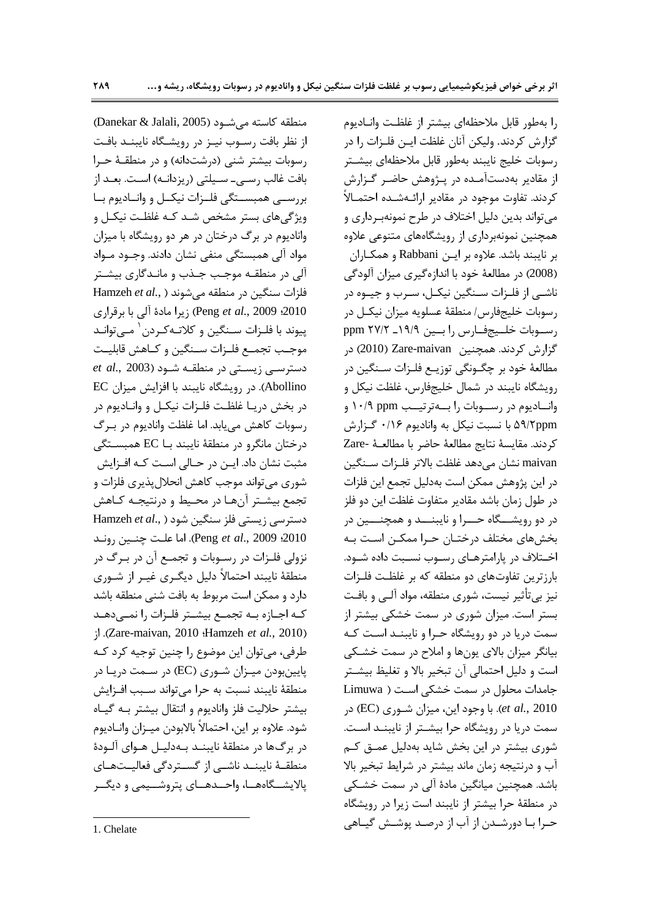را به‌طور قابل ملاحظه‌ای بیشتر از غلظت وانادیوم گزارش کردند. ولیکن آنان غلظت این فلزات را در رسوبات خلیج نایبند به‌طور قابل ملاحظه‌ای بیشتر از مقادیر به‌دست‌آمده در پژوهش حاضر گزارش کردند. تفاوت موجود در مقادیر ارائه‌شده احتمالاً می‌تواند بدین دلیل اختلاف در طرح نمونه‌برداری و همچنین نمونه‌برداری از رویشگاه‌های متنوعی علاوه بر نایبند باشد. علاوه بر این Rabbani و همکاران (2008) در مطالعهٔ خود با اندازه‌گیری میزان آلودگی ناشی از فلزات سنگین نیکل، سرب و جیوه در رسوبات خلیج‌فارس/ منطقهٔ عسلویه میزان نیکل در رسوبات خلیج‌فارس را بین ۱۹/۹ـ ۲۷/۲ ppm گزارش کردند. همچنین Zare-maivan (2010) در مطالعهٔ خود بر چگونگی توزیع فلزات سنگین در رویشگاه نایبند در شمال خلیج‌فارس، غلظت نیکل و وانادیوم در رسوبات را به‌ترتیب ۱۰/۹ ppm و ۵۹/۲ppm با نسبت نیکل به وانادیوم ۰/۱۶ گزارش کردند. مقایسهٔ نتایج مطالعهٔ حاضر با مطالعهٔ Zare-maivan نشان می‌دهد غلظت بالاتر فلزات سنگین در این پژوهش ممکن است به‌دلیل تجمع این فلزات در طول زمان باشد مقادیر متفاوت غلظت این دو فلز در دو رویشگاه حرا و نایبند و همچنین در بخش‌های مختلف درختان حرا ممکن است به اختلاف در پارامترهای رسوب نسبت داده شود. بارزترین تفاوت‌های دو منطقه که بر غلظت فلزات نیز بی‌تأثیر نیست، شوری منطقه، مواد آلی و بافت بستر است. میزان شوری در سمت خشکی بیشتر از سمت دریا در دو رویشگاه حرا و نایبند است که بیانگر میزان بالای یون‌ها و املاح در سمت خشکی است و دلیل احتمالی آن تبخیر بالا و تغلیظ بیشتر جامدات محلول در سمت خشکی است (Limuwa *et al.*, 2010). با وجود این، میزان شوری (EC) در سمت دریا در رویشگاه حرا بیشتر از نایبند است. شوری بیشتر در این بخش شاید به‌دلیل عمق کم آب و درنتیجه زمان ماند بیشتر در شرایط تبخیر بالا باشد. همچنین میانگین مادهٔ آلی در سمت خشکی در منطقهٔ حرا بیشتر از نایبند است زیرا در رویشگاه حرا با دورشدن از آب از درصد پوشش گیاهی منطقه کاسته می‌شود (Danekar & Jalali, 2005) از نظر بافت رسوب نیز در رویشگاه نایبند بافت رسوبات بیشتر شنی (درشت‌دانه) و در منطقهٔ حرا بافت غالب رسی‌ـ سیلتی (ریزدانه) است. بعد از بررسی همبستگی فلزات نیکل و وانادیوم با ویژگی‌های بستر مشخص شد که غلظت نیکل و وانادیوم در برگ درختان در هر دو رویشگاه با میزان مواد آلی همبستگی منفی نشان دادند. وجود مواد آلی در منطقه موجب جذب و ماندگاری بیشتر فلزات سنگین در منطقه می‌شوند (Hamzeh *et al.*, 2010؛ Peng *et al.*, 2009) زیرا مادهٔ آلی با برقراری پیوند با فلزات سنگین و کلاته‌کردن[1] می‌تواند موجب تجمع فلزات سنگین و کاهش قابلیت دسترسی زیستی در منطقه شود (Abollino *et al.*, 2003). در رویشگاه نایبند با افزایش میزان EC در بخش دریا غلظت فلزات نیکل و وانادیوم در رسوبات کاهش می‌یابد. اما غلظت وانادیوم در برگ درختان مانگرو در منطقهٔ نایبند با EC همبستگی مثبت نشان داد. این در حالی است که افزایش شوری می‌تواند موجب کاهش انحلال‌پذیری فلزات و تجمع بیشتر آن‌ها در محیط و درنتیجه کاهش دسترسی زیستی فلز سنگین شود (Hamzeh *et al.*, 2010؛ Peng *et al.*, 2009). اما علت چنین روند نزولی فلزات در رسوبات و تجمع آن در برگ در منطقهٔ نایبند احتمالاً دلیل دیگری غیر از شوری دارد و ممکن است مربوط به بافت شنی منطقه باشد که اجازه به تجمع بیشتر فلزات را نمی‌دهد (Zare-maivan, 2010؛ Hamzeh *et al.*, 2010). از طرفی، می‌توان این موضوع را چنین توجیه کرد که پایین‌بودن میزان شوری (EC) در سمت دریا در منطقهٔ نایبند نسبت به حرا می‌تواند سبب افزایش بیشتر حلالیت فلز وانادیوم و انتقال بیشتر به گیاه شود. علاوه بر این، احتمالاً بالابودن میزان وانادیوم در برگ‌ها در منطقهٔ نایبند به‌دلیل هوای آلودهٔ منطقهٔ نایبند ناشی از گستردگی فعالیت‌های پالایشگاه‌ها، واحدهای پتروشیمی و دیگر

---

1. Chelate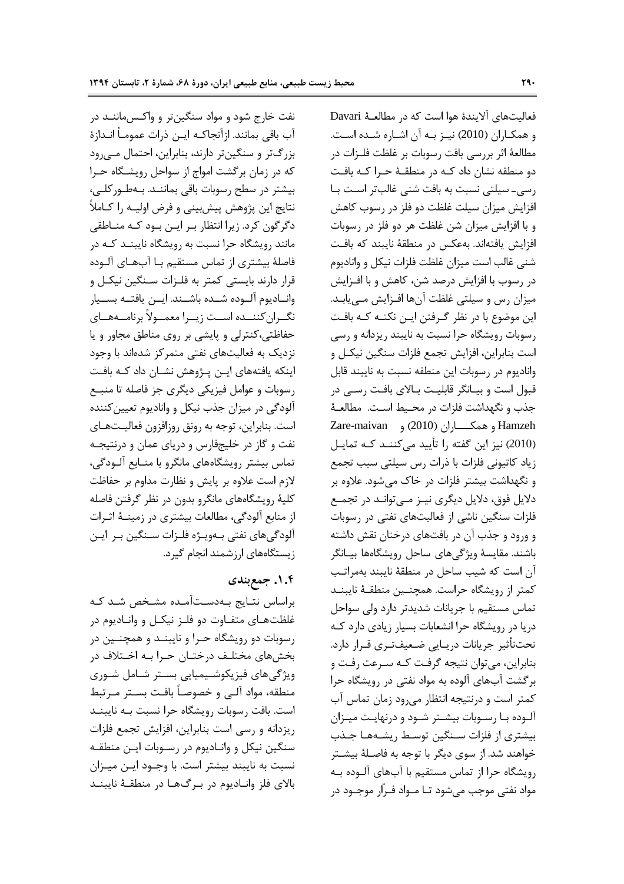فعالیت‌های آلایندهٔ هوا است که در مطالعهٔ Davari و همکاران (2010) نیز به آن اشاره شده است. مطالعهٔ اثر بررسی بافت رسوبات بر غلظت فلزات در دو منطقه نشان داد که در منطقهٔ حرا که بافت رسی ـ سیلتی نسبت به بافت شنی غالب‌تر است با افزایش میزان سیلت غلظت دو فلز در رسوب کاهش و با افزایش میزان شن غلظت هر دو فلز در رسوبات افزایش یافته‌اند. به‌عکس در منطقهٔ نایبند که بافت شنی غالب است میزان غلظت فلزات نیکل و وانادیوم در رسوب با افزایش درصد شن، کاهش و با افزایش میزان رس و سیلتی غلظت آن‌ها افزایش می‌یابد. این موضوع با در نظر گرفتن این نکته که بافت رسوبات رویشگاه حرا نسبت به نایبند ریزدانه و رسی است بنابراین، افزایش تجمع فلزات سنگین نیکل و وانادیوم در رسوبات این منطقه نسبت به نایبند قابل قبول است و بیانگر قابلیت بالای بافت رسی در جذب و نگهداشت فلزات در محیط است. مطالعهٔ Hamzeh و همکاران (2010) و Zare-maivan (2010) نیز این گفته را تأیید می‌کنند که تمایل زیاد کاتیونی فلزات با ذرات رس سیلتی سبب تجمع و نگهداشت بیشتر فلزات در خاک می‌شود. علاوه بر دلایل فوق، دلایل دیگری نیز می‌تواند در تجمع فلزات سنگین ناشی از فعالیت‌های نفتی در رسوبات و ورود و جذب آن در بافت‌های درختان نقش داشته باشند. مقایسهٔ ویژگی‌های ساحل رویشگاه‌ها بیانگر آن است که شیب ساحل در منطقهٔ نایبند به‌مراتب کمتر از رویشگاه حراست. همچنین منطقهٔ نایبند تماس مستقیم با جریانات شدیدتر دارد ولی سواحل دریا در رویشگاه حرا انشعابات بسیار زیادی دارد که تحت‌تأثیر جریانات دریایی ضعیف‌تری قرار دارد. بنابراین، می‌توان نتیجه گرفت که سرعت رفت و برگشت آب‌های آلوده به مواد نفتی در رویشگاه حرا کمتر است و درنتیجه انتظار می‌رود زمان تماس آب آلوده با رسوبات بیشتر شود و درنهایت میزان بیشتری از فلزات سنگین توسط ریشه‌ها جذب خواهند شد. از سوی دیگر با توجه به فاصلهٔ بیشتر رویشگاه حرا از تماس مستقیم با آب‌های آلوده به مواد نفتی موجب می‌شود تا مواد فرّار موجود در نفت خارج شود و مواد سنگین‌تر و واکس‌مانند در آب باقی بمانند. ازآنجاکه این ذرات عموماً اندازهٔ بزرگ‌تر و سنگین‌تر دارند، بنابراین، احتمال می‌رود که در زمان برگشت امواج از سواحل رویشگاه حرا بیشتر در سطح رسوبات باقی بمانند. به‌طورکلی، نتایج این پژوهش پیش‌بینی و فرض اولیه را کاملاً دگرگون کرد. زیرا انتظار بر این بود که مناطقی مانند رویشگاه حرا نسبت به رویشگاه نایبند که در فاصلهٔ بیشتری از تماس مستقیم با آب‌های آلوده قرار دارند بایستی کمتر به فلزات سنگین نیکل و وانادیوم آلوده شده باشند. این یافته بسیار نگران‌کننده است زیرا معمولاً برنامه‌های حفاظتی،کنترلی و پایشی بر روی مناطق مجاور و یا نزدیک به فعالیت‌های نفتی متمرکز شده‌اند با وجود اینکه یافته‌های این پژوهش نشان داد که بافت رسوبات و عوامل فیزیکی دیگری جز فاصله تا منبع آلودگی در میزان جذب نیکل و وانادیوم تعیین‌کننده است. بنابراین، توجه به رونق روزافزون فعالیت‌های نفت و گاز در خلیج‌فارس و دریای عمان و درنتیجه تماس بیشتر رویشگاه‌های مانگرو با منابع آلودگی، لازم است علاوه بر پایش و نظارت مداوم بر حفاظت کلیهٔ رویشگاه‌های مانگرو بدون در نظر گرفتن فاصله از منابع آلودگی، مطالعات بیشتری در زمینهٔ اثرات آلودگی‌های نفتی به‌ویژه فلزات سنگین بر این زیستگاه‌های ارزشمند انجام گیرد.

## ۱.۴. جمع‌بندی

براساس نتایج به‌دست‌آمده مشخص شد که غلظت‌های متفاوت دو فلز نیکل و وانادیوم در رسوبات دو رویشگاه حرا و نایبند و همچنین در بخش‌های مختلف درختان حرا به اختلاف در ویژگی‌های فیزیکوشیمیایی بستر شامل شوری منطقه، مواد آلی و خصوصاً بافت بستر مرتبط است. بافت رسوبات رویشگاه حرا نسبت به نایبند ریزدانه و رسی است بنابراین، افزایش تجمع فلزات سنگین نیکل و وانادیوم در رسوبات این منطقه نسبت به نایبند بیشتر است. با وجود این میزان بالای فلز وانادیوم در برگ‌ها در منطقهٔ نایبند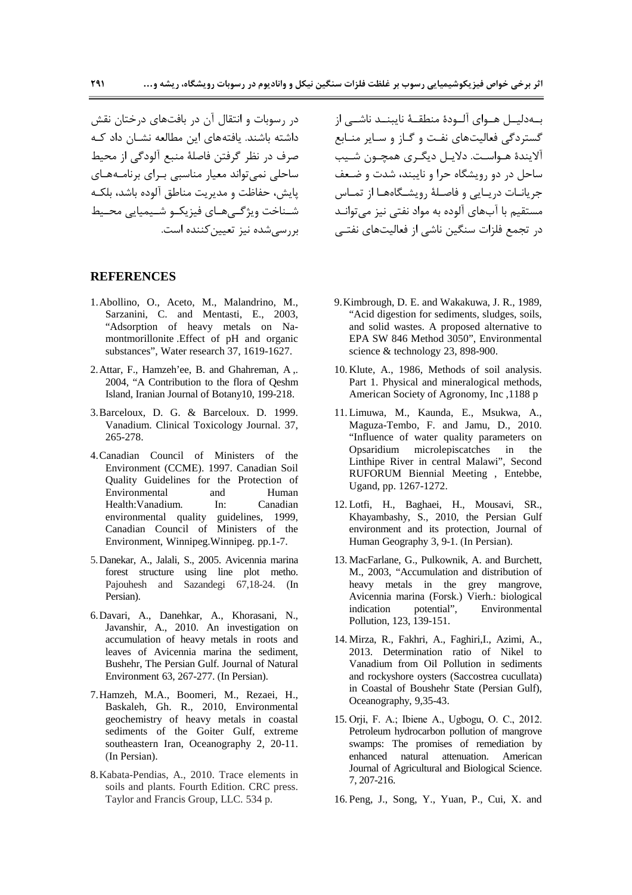بـه‌دلیـل هـوای آلـودۀ منطقـۀ نایبنـد ناشـی از گستردگی فعالیت‌های نفـت و گـاز و سـایر منـابع آلایندۀ هـواسـت. دلایـل دیگـری همچـون شـیب ساحل در دو رویشگاه حرا و نایبند، شدت و ضـعف جریانـات دریـایی و فاصـلۀ رویشـگاه‌هـا از تمـاس مستقیم با آب‌های آلوده به مواد نفتی نیز می‌توانـد در تجمع فلزات سنگین ناشی از فعالیت‌های نفتـی در رسوبات و انتقال آن در بافت‌های درختان نقش داشته باشند. یافته‌های این مطالعه نشـان داد کـه صرف در نظر گرفتن فاصلۀ منبع آلودگی از محیط ساحلی نمی‌تواند معیار مناسبی بـرای برنامـه‌هـای پایش، حفاظت و مدیریت مناطق آلوده باشد، بلکـه شـناخت ویژگـی‌هـای فیزیکـو شـیمیایی محـیط بررسی‌شده نیز تعیین‌کننده است.

## REFERENCES

1. Abollino, O., Aceto, M., Malandrino, M., Sarzanini, C. and Mentasti, E., 2003, "Adsorption of heavy metals on Na-montmorillonite .Effect of pH and organic substances", Water research 37, 1619-1627.
2. Attar, F., Hamzeh'ee, B. and Ghahreman, A ,. 2004, "A Contribution to the flora of Qeshm Island, Iranian Journal of Botany10, 199-218.
3. Barceloux, D. G. & Barceloux. D. 1999. Vanadium. Clinical Toxicology Journal. 37, 265-278.
4. Canadian Council of Ministers of the Environment (CCME). 1997. Canadian Soil Quality Guidelines for the Protection of Environmental and Human Health:Vanadium. In: Canadian environmental quality guidelines, 1999, Canadian Council of Ministers of the Environment, Winnipeg.Winnipeg. pp.1-7.
5. Danekar, A., Jalali, S., 2005. Avicennia marina forest structure using line plot metho. Pajouhesh and Sazandegi 67,18-24. (In Persian).
6. Davari, A., Danehkar, A., Khorasani, N., Javanshir, A., 2010. An investigation on accumulation of heavy metals in roots and leaves of Avicennia marina the sediment, Bushehr, The Persian Gulf. Journal of Natural Environment 63, 267-277. (In Persian).
7. Hamzeh, M.A., Boomeri, M., Rezaei, H., Baskaleh, Gh. R., 2010, Environmental geochemistry of heavy metals in coastal sediments of the Goiter Gulf, extreme southeastern Iran, Oceanography 2, 20-11. (In Persian).
8. Kabata-Pendias, A., 2010. Trace elements in soils and plants. Fourth Edition. CRC press. Taylor and Francis Group, LLC. 534 p.
9. Kimbrough, D. E. and Wakakuwa, J. R., 1989, "Acid digestion for sediments, sludges, soils, and solid wastes. A proposed alternative to EPA SW 846 Method 3050", Environmental science & technology 23, 898-900.
10. Klute, A., 1986, Methods of soil analysis. Part 1. Physical and mineralogical methods, American Society of Agronomy, Inc ,1188 p
11. Limuwa, M., Kaunda, E., Msukwa, A., Maguza-Tembo, F. and Jamu, D., 2010. "Influence of water quality parameters on Opsaridium microlepiscatches in the Linthipe River in central Malawi", Second RUFORUM Biennial Meeting , Entebbe, Ugand, pp. 1267-1272.
12. Lotfi, H., Baghaei, H., Mousavi, SR., Khayambashy, S., 2010, the Persian Gulf environment and its protection, Journal of Human Geography 3, 9-1. (In Persian).
13. MacFarlane, G., Pulkownik, A. and Burchett, M., 2003, "Accumulation and distribution of heavy metals in the grey mangrove, Avicennia marina (Forsk.) Vierh.: biological indication potential", Environmental Pollution, 123, 139-151.
14. Mirza, R., Fakhri, A., Faghiri,I., Azimi, A., 2013. Determination ratio of Nikel to Vanadium from Oil Pollution in sediments and rockyshore oysters (Saccostrea cucullata) in Coastal of Boushehr State (Persian Gulf), Oceanography, 9,35-43.
15. Orji, F. A.; Ibiene A., Ugbogu, O. C., 2012. Petroleum hydrocarbon pollution of mangrove swamps: The promises of remediation by enhanced natural attenuation. American Journal of Agricultural and Biological Science. 7, 207-216.
16. Peng, J., Song, Y., Yuan, P., Cui, X. and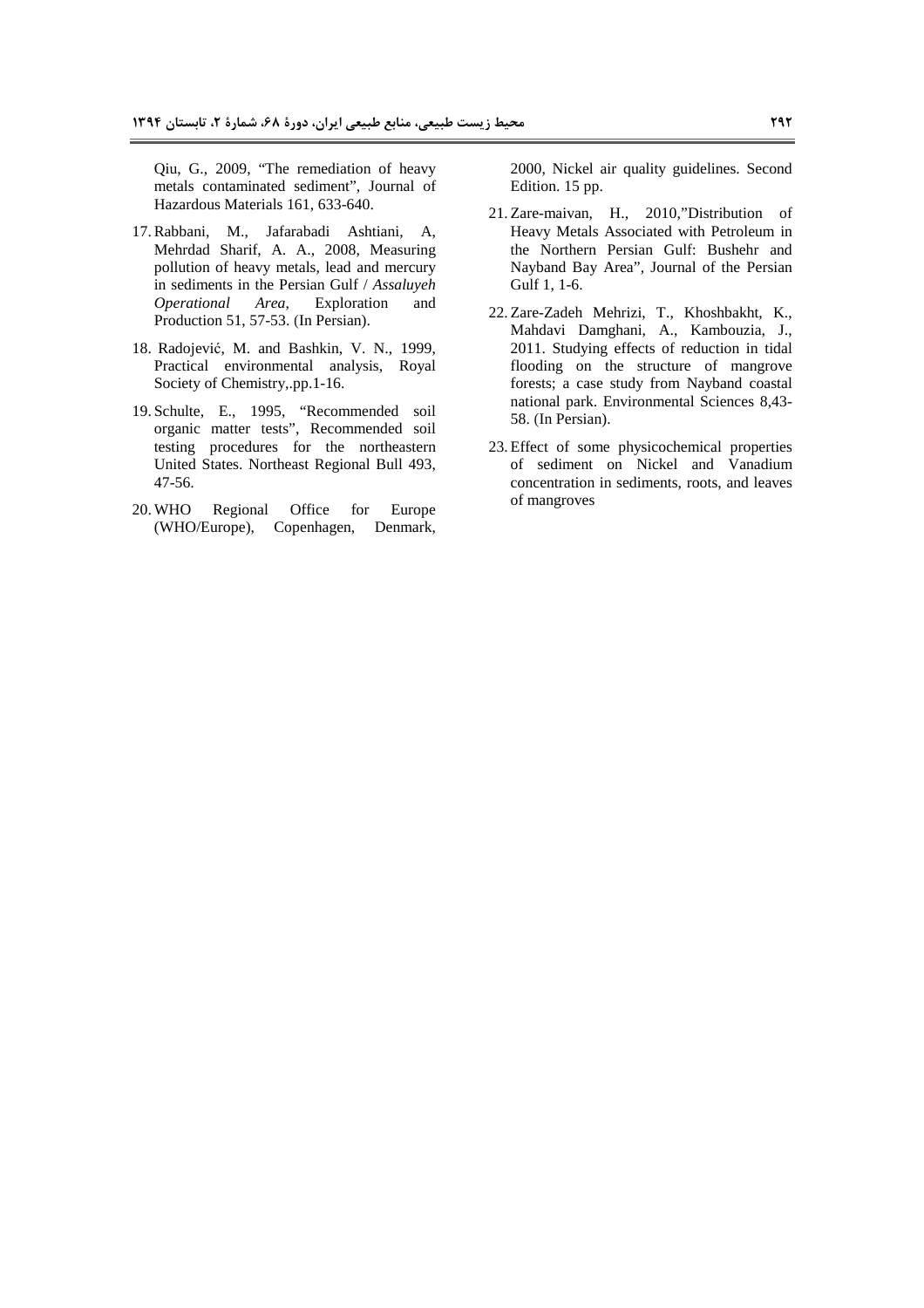Qiu, G., 2009, "The remediation of heavy metals contaminated sediment", Journal of Hazardous Materials 161, 633-640.

17. Rabbani, M., Jafarabadi Ashtiani, A, Mehrdad Sharif, A. A., 2008, Measuring pollution of heavy metals, lead and mercury in sediments in the Persian Gulf / *Assaluyeh Operational Area*, Exploration and Production 51, 57-53. (In Persian).

18. Radojević, M. and Bashkin, V. N., 1999, Practical environmental analysis, Royal Society of Chemistry,.pp.1-16.

19. Schulte, E., 1995, "Recommended soil organic matter tests", Recommended soil testing procedures for the northeastern United States. Northeast Regional Bull 493, 47-56.

20. WHO Regional Office for Europe (WHO/Europe), Copenhagen, Denmark, 2000, Nickel air quality guidelines. Second Edition. 15 pp.

21. Zare-maivan, H., 2010,"Distribution of Heavy Metals Associated with Petroleum in the Northern Persian Gulf: Bushehr and Nayband Bay Area", Journal of the Persian Gulf 1, 1-6.

22. Zare-Zadeh Mehrizi, T., Khoshbakht, K., Mahdavi Damghani, A., Kambouzia, J., 2011. Studying effects of reduction in tidal flooding on the structure of mangrove forests; a case study from Nayband coastal national park. Environmental Sciences 8,43-58. (In Persian).

23. Effect of some physicochemical properties of sediment on Nickel and Vanadium concentration in sediments, roots, and leaves of mangroves